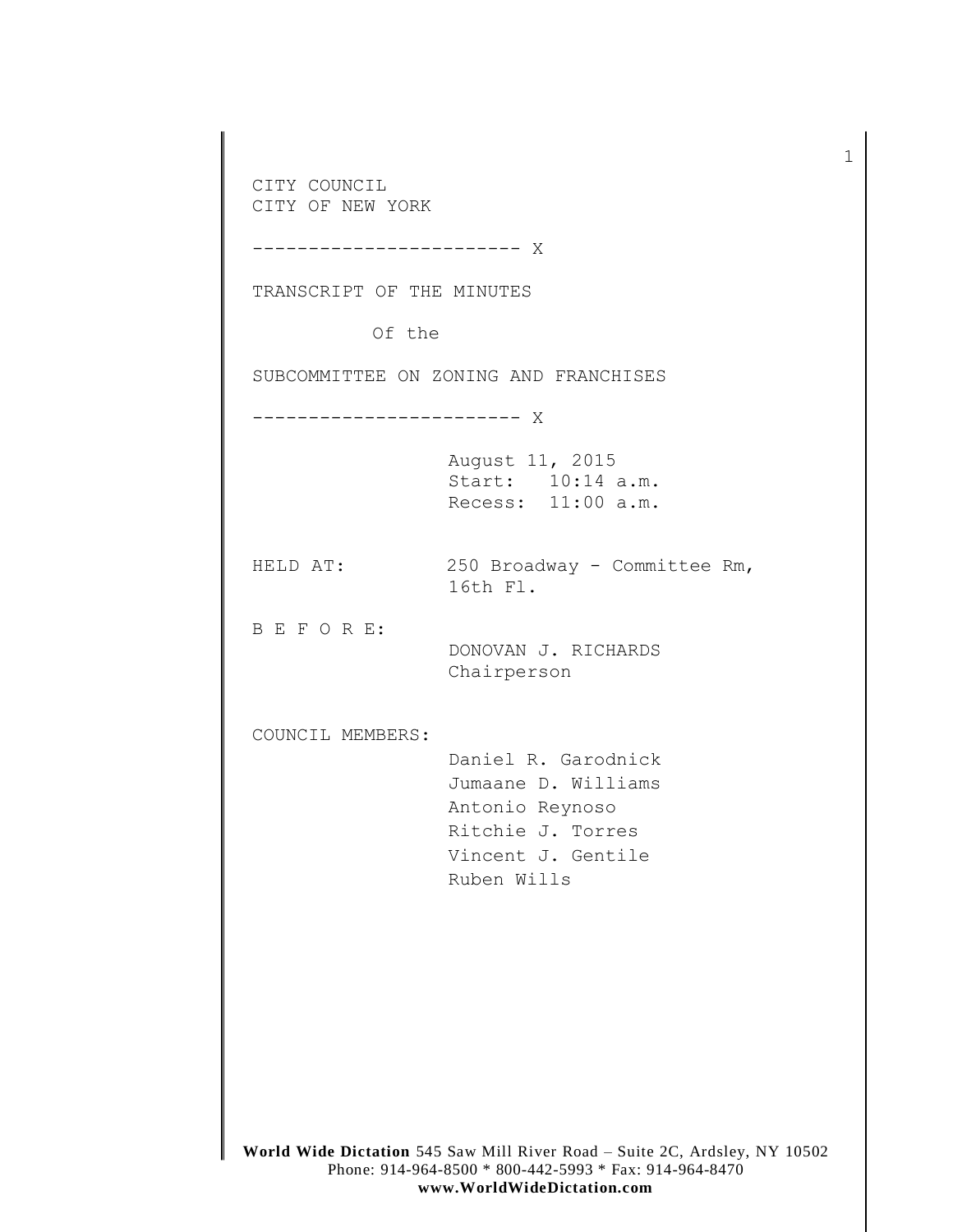CITY COUNCIL
CITY OF NEW YORK

------------------------ X

TRANSCRIPT OF THE MINUTES

Of the

SUBCOMMITTEE ON ZONING AND FRANCHISES

------------------------ X

August 11, 2015
Start: 10:14 a.m.
Recess: 11:00 a.m.

HELD AT: 250 Broadway - Committee Rm, 16th Fl.

B E F O R E:

DONOVAN J. RICHARDS
Chairperson

COUNCIL MEMBERS:

Daniel R. Garodnick
Jumaane D. Williams
Antonio Reynoso
Ritchie J. Torres
Vincent J. Gentile
Ruben Wills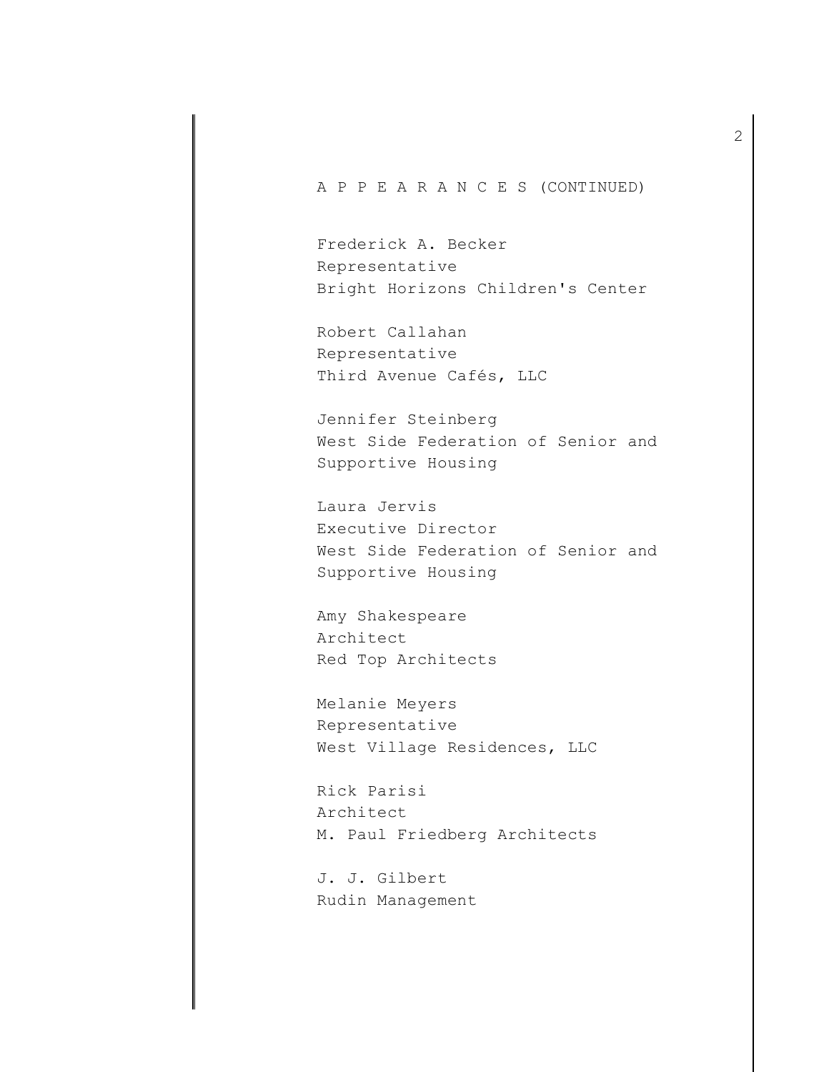A P P E A R A N C E S (CONTINUED)

Frederick A. Becker
Representative
Bright Horizons Children's Center

Robert Callahan
Representative
Third Avenue Cafés, LLC

Jennifer Steinberg
West Side Federation of Senior and
Supportive Housing

Laura Jervis
Executive Director
West Side Federation of Senior and
Supportive Housing

Amy Shakespeare
Architect
Red Top Architects

Melanie Meyers
Representative
West Village Residences, LLC

Rick Parisi
Architect
M. Paul Friedberg Architects

J. J. Gilbert
Rudin Management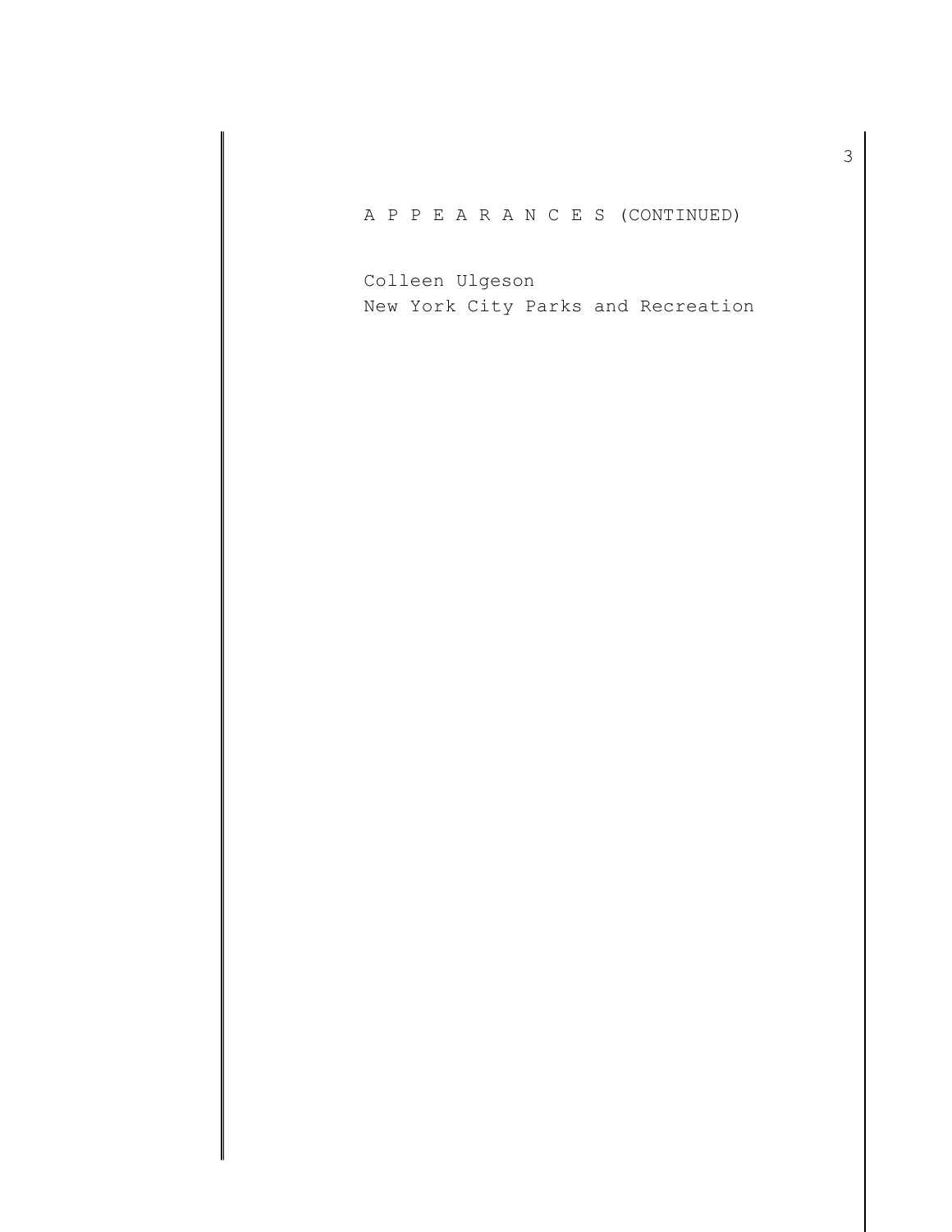A P P E A R A N C E S (CONTINUED)

Colleen Ulgeson
New York City Parks and Recreation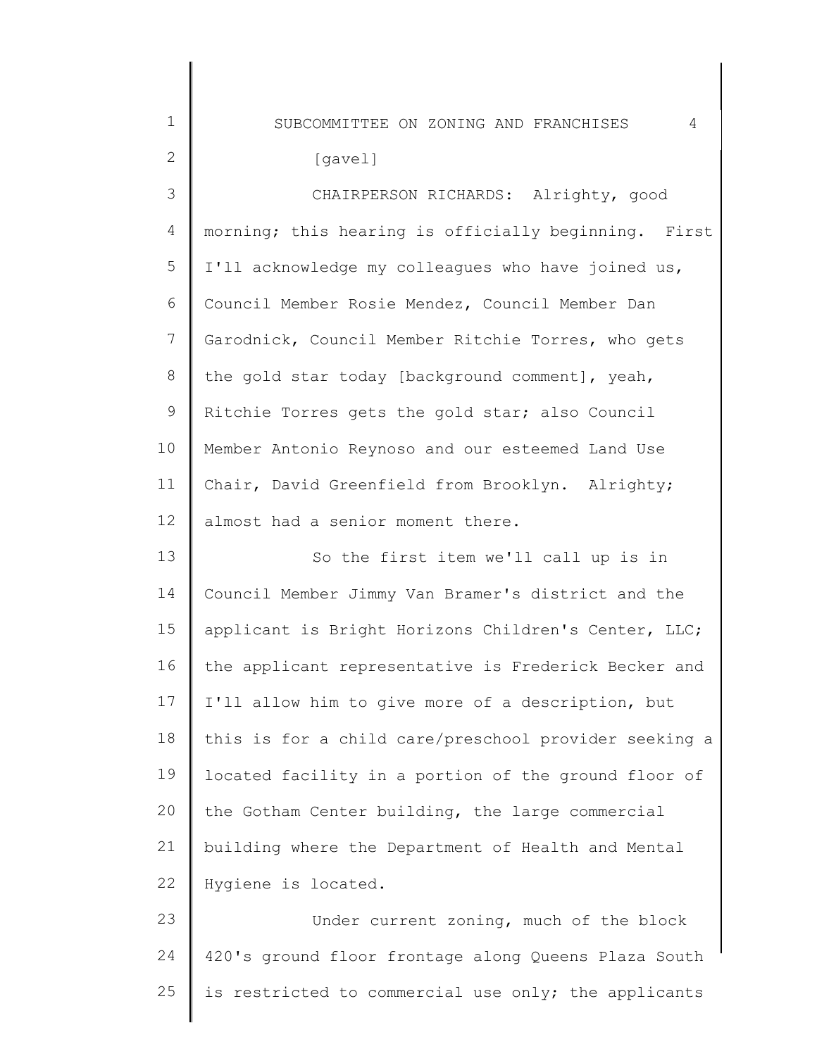[gavel]

CHAIRPERSON RICHARDS: Alrighty, good morning; this hearing is officially beginning. First I'll acknowledge my colleagues who have joined us, Council Member Rosie Mendez, Council Member Dan Garodnick, Council Member Ritchie Torres, who gets the gold star today [background comment], yeah, Ritchie Torres gets the gold star; also Council Member Antonio Reynoso and our esteemed Land Use Chair, David Greenfield from Brooklyn. Alrighty; almost had a senior moment there.

So the first item we'll call up is in Council Member Jimmy Van Bramer's district and the applicant is Bright Horizons Children's Center, LLC; the applicant representative is Frederick Becker and I'll allow him to give more of a description, but this is for a child care/preschool provider seeking a located facility in a portion of the ground floor of the Gotham Center building, the large commercial building where the Department of Health and Mental Hygiene is located.

Under current zoning, much of the block 420's ground floor frontage along Queens Plaza South is restricted to commercial use only; the applicants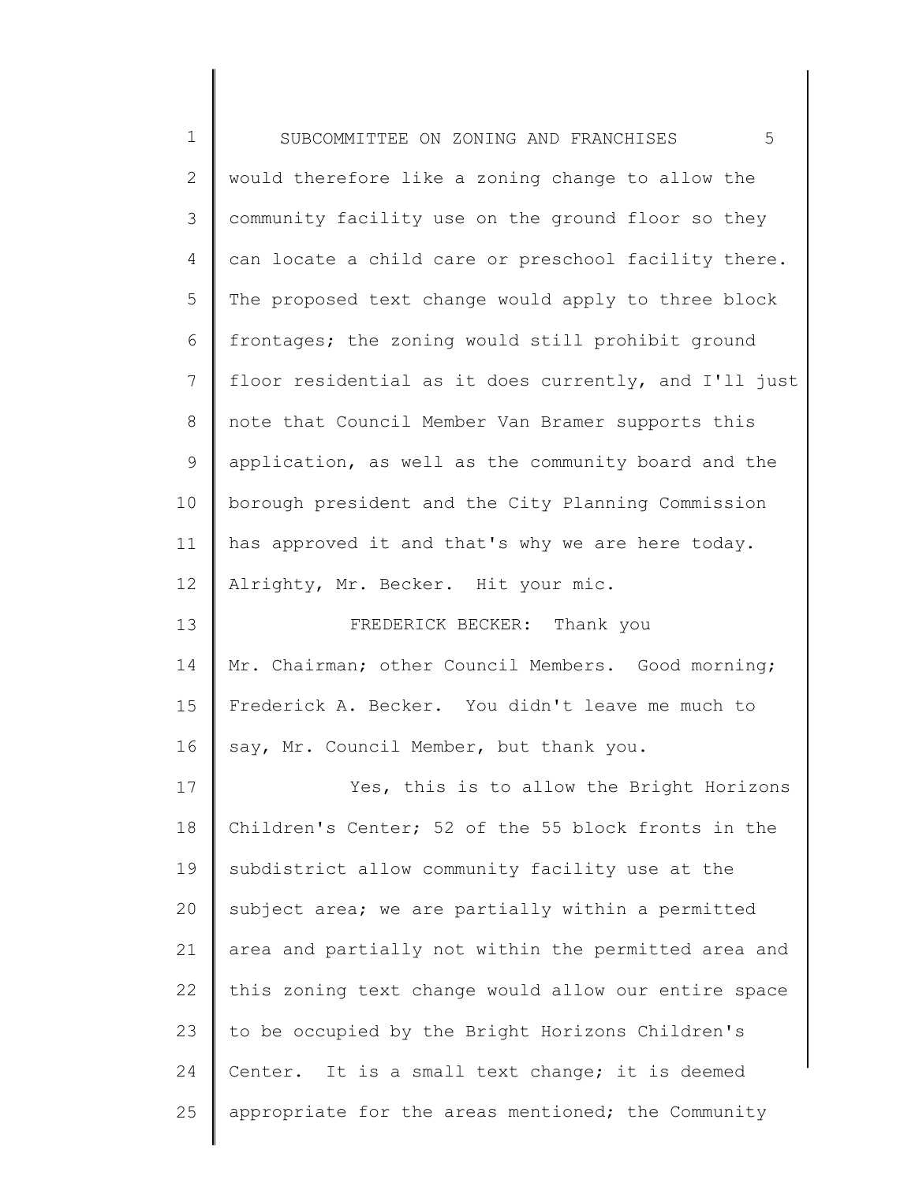would therefore like a zoning change to allow the community facility use on the ground floor so they can locate a child care or preschool facility there. The proposed text change would apply to three block frontages; the zoning would still prohibit ground floor residential as it does currently, and I'll just note that Council Member Van Bramer supports this application, as well as the community board and the borough president and the City Planning Commission has approved it and that's why we are here today. Alrighty, Mr. Becker. Hit your mic.

FREDERICK BECKER: Thank you Mr. Chairman; other Council Members. Good morning; Frederick A. Becker. You didn't leave me much to say, Mr. Council Member, but thank you.

Yes, this is to allow the Bright Horizons Children's Center; 52 of the 55 block fronts in the subdistrict allow community facility use at the subject area; we are partially within a permitted area and partially not within the permitted area and this zoning text change would allow our entire space to be occupied by the Bright Horizons Children's Center. It is a small text change; it is deemed appropriate for the areas mentioned; the Community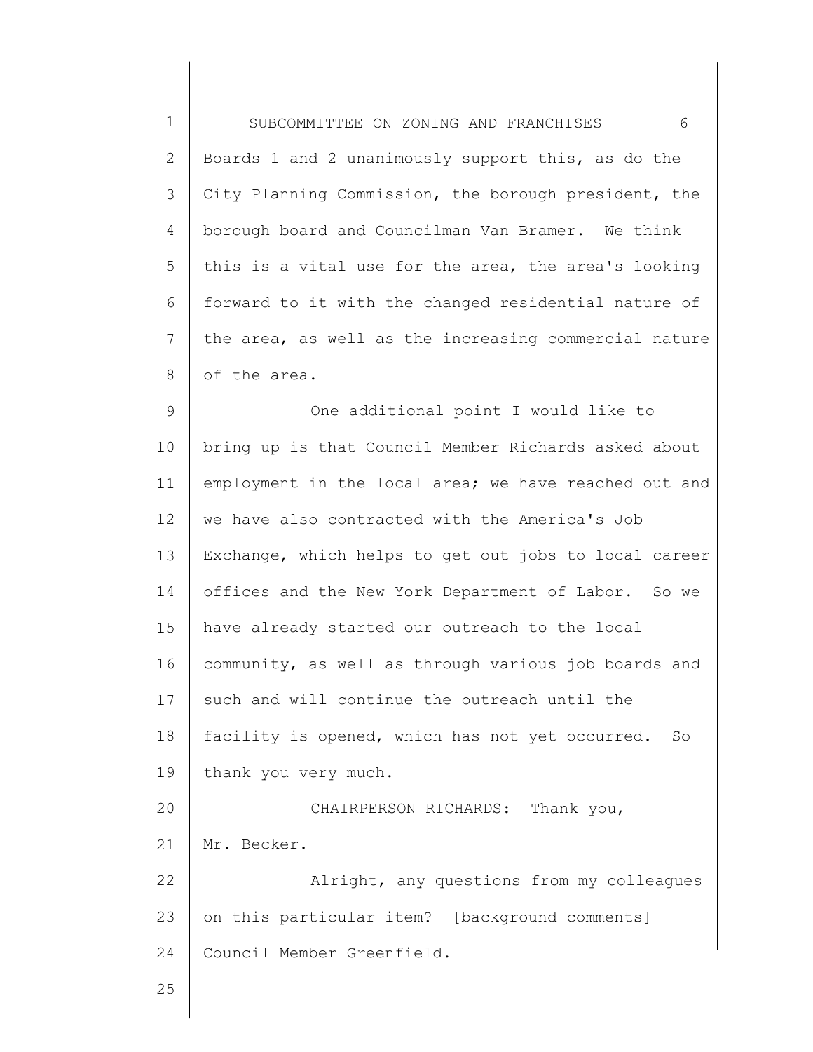Boards 1 and 2 unanimously support this, as do the City Planning Commission, the borough president, the borough board and Councilman Van Bramer. We think this is a vital use for the area, the area's looking forward to it with the changed residential nature of the area, as well as the increasing commercial nature of the area.

One additional point I would like to bring up is that Council Member Richards asked about employment in the local area; we have reached out and we have also contracted with the America's Job Exchange, which helps to get out jobs to local career offices and the New York Department of Labor. So we have already started our outreach to the local community, as well as through various job boards and such and will continue the outreach until the facility is opened, which has not yet occurred. So thank you very much.

CHAIRPERSON RICHARDS: Thank you, Mr. Becker.

Alright, any questions from my colleagues on this particular item? [background comments] Council Member Greenfield.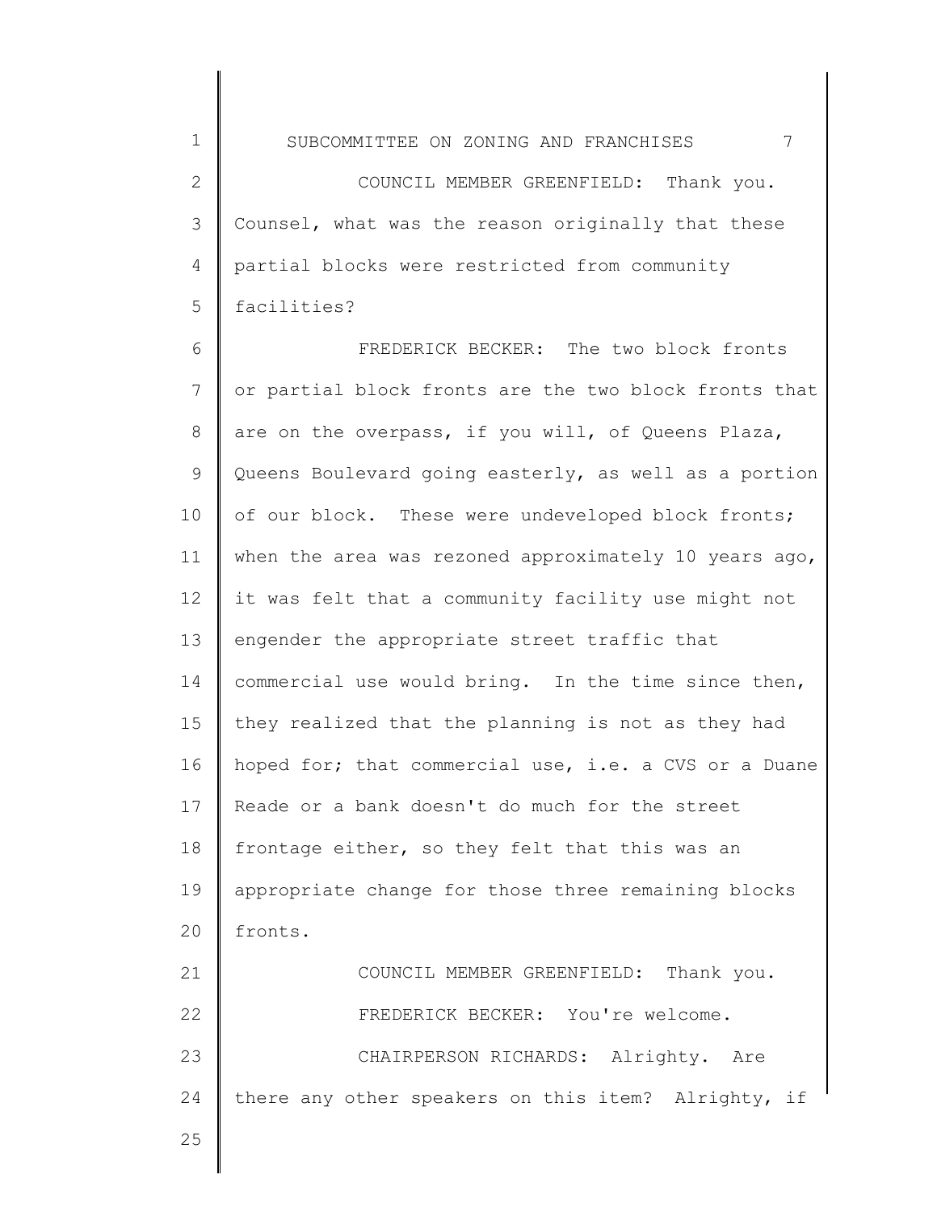COUNCIL MEMBER GREENFIELD: Thank you. Counsel, what was the reason originally that these partial blocks were restricted from community facilities?

FREDERICK BECKER: The two block fronts or partial block fronts are the two block fronts that are on the overpass, if you will, of Queens Plaza, Queens Boulevard going easterly, as well as a portion of our block. These were undeveloped block fronts; when the area was rezoned approximately 10 years ago, it was felt that a community facility use might not engender the appropriate street traffic that commercial use would bring. In the time since then, they realized that the planning is not as they had hoped for; that commercial use, i.e. a CVS or a Duane Reade or a bank doesn't do much for the street frontage either, so they felt that this was an appropriate change for those three remaining blocks fronts.

COUNCIL MEMBER GREENFIELD: Thank you.

FREDERICK BECKER: You're welcome.

CHAIRPERSON RICHARDS: Alrighty. Are there any other speakers on this item? Alrighty, if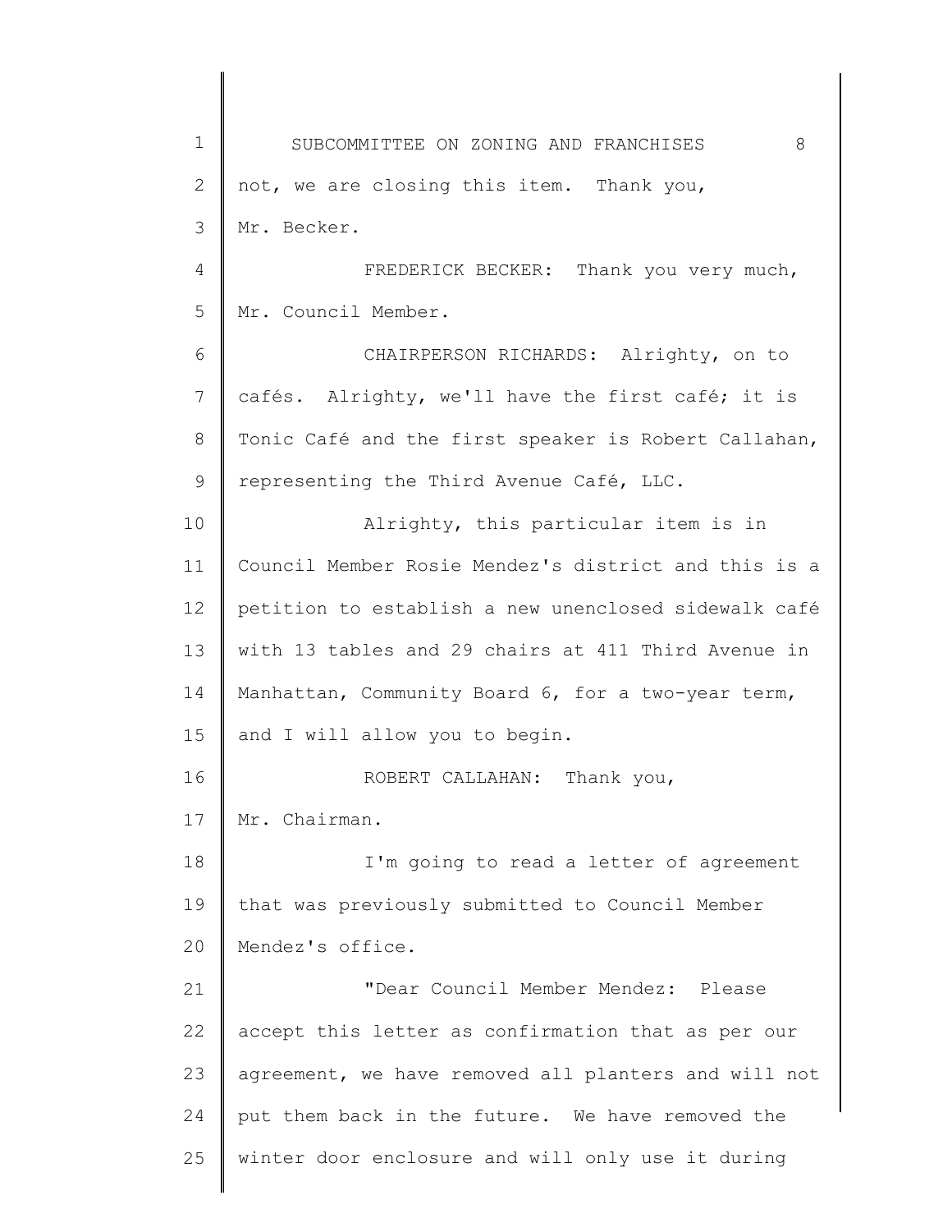not, we are closing this item. Thank you, Mr. Becker.

FREDERICK BECKER: Thank you very much, Mr. Council Member.

CHAIRPERSON RICHARDS: Alrighty, on to cafés. Alrighty, we'll have the first café; it is Tonic Café and the first speaker is Robert Callahan, representing the Third Avenue Café, LLC.

Alrighty, this particular item is in Council Member Rosie Mendez's district and this is a petition to establish a new unenclosed sidewalk café with 13 tables and 29 chairs at 411 Third Avenue in Manhattan, Community Board 6, for a two-year term, and I will allow you to begin.

ROBERT CALLAHAN: Thank you, Mr. Chairman.

I'm going to read a letter of agreement that was previously submitted to Council Member Mendez's office.

"Dear Council Member Mendez: Please accept this letter as confirmation that as per our agreement, we have removed all planters and will not put them back in the future. We have removed the winter door enclosure and will only use it during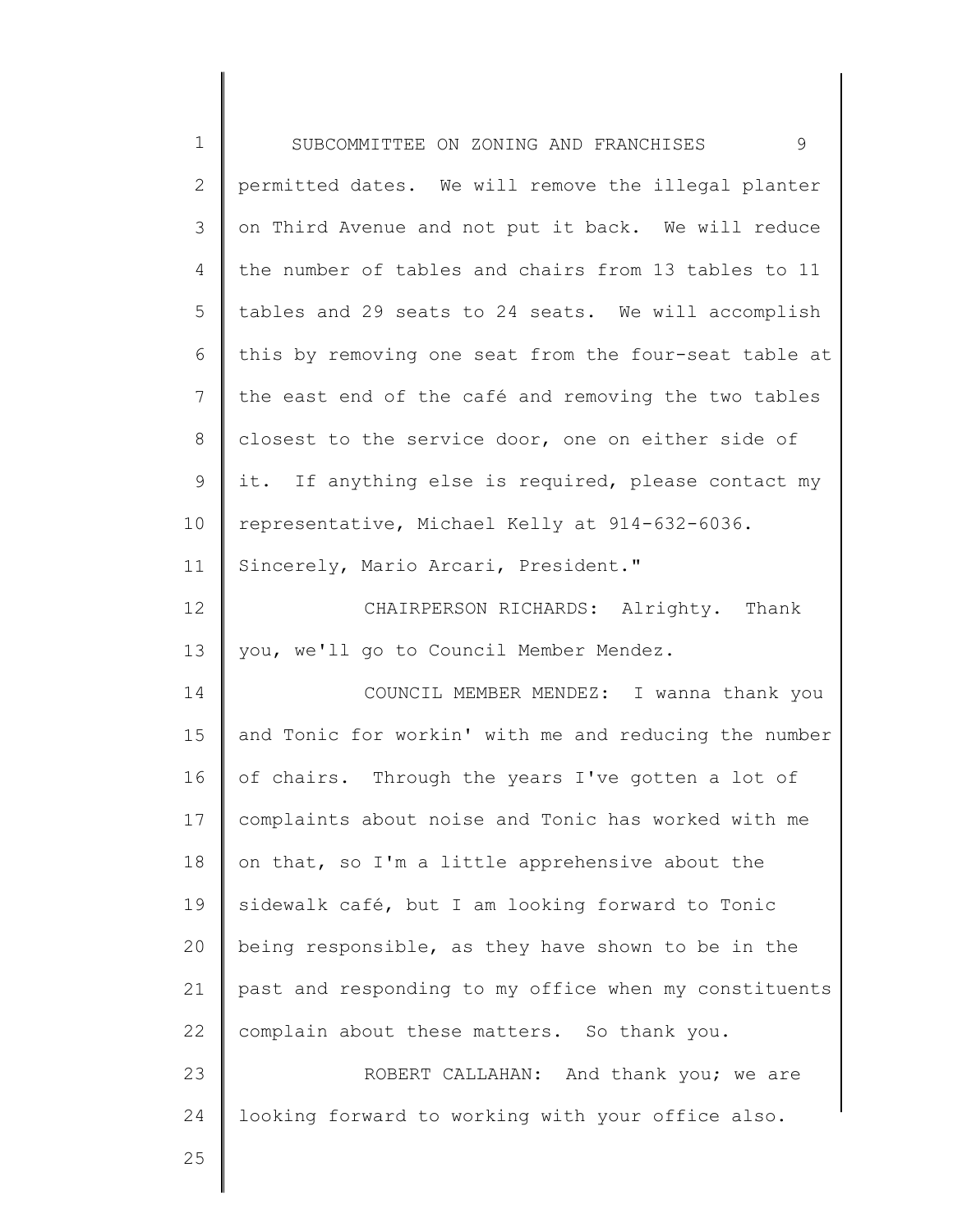permitted dates. We will remove the illegal planter on Third Avenue and not put it back. We will reduce the number of tables and chairs from 13 tables to 11 tables and 29 seats to 24 seats. We will accomplish this by removing one seat from the four-seat table at the east end of the café and removing the two tables closest to the service door, one on either side of it. If anything else is required, please contact my representative, Michael Kelly at 914-632-6036. Sincerely, Mario Arcari, President."

CHAIRPERSON RICHARDS: Alrighty. Thank you, we'll go to Council Member Mendez.

COUNCIL MEMBER MENDEZ: I wanna thank you and Tonic for workin' with me and reducing the number of chairs. Through the years I've gotten a lot of complaints about noise and Tonic has worked with me on that, so I'm a little apprehensive about the sidewalk café, but I am looking forward to Tonic being responsible, as they have shown to be in the past and responding to my office when my constituents complain about these matters. So thank you.

ROBERT CALLAHAN: And thank you; we are looking forward to working with your office also.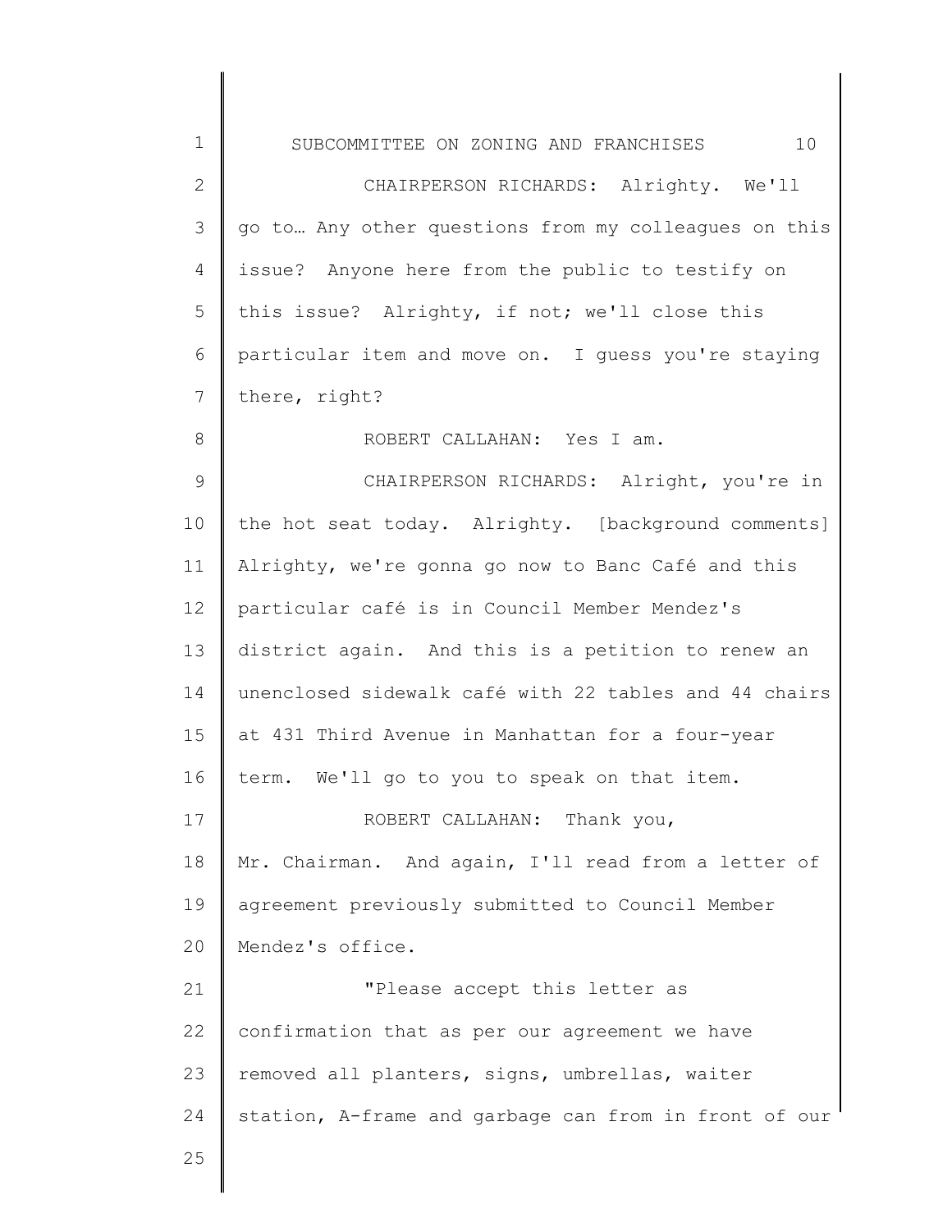CHAIRPERSON RICHARDS: Alrighty. We'll go to… Any other questions from my colleagues on this issue? Anyone here from the public to testify on this issue? Alrighty, if not; we'll close this particular item and move on. I guess you're staying there, right?

ROBERT CALLAHAN: Yes I am.

CHAIRPERSON RICHARDS: Alright, you're in the hot seat today. Alrighty. [background comments] Alrighty, we're gonna go now to Banc Café and this particular café is in Council Member Mendez's district again. And this is a petition to renew an unenclosed sidewalk café with 22 tables and 44 chairs at 431 Third Avenue in Manhattan for a four-year term. We'll go to you to speak on that item.

ROBERT CALLAHAN: Thank you, Mr. Chairman. And again, I'll read from a letter of agreement previously submitted to Council Member Mendez's office.

"Please accept this letter as confirmation that as per our agreement we have removed all planters, signs, umbrellas, waiter station, A-frame and garbage can from in front of our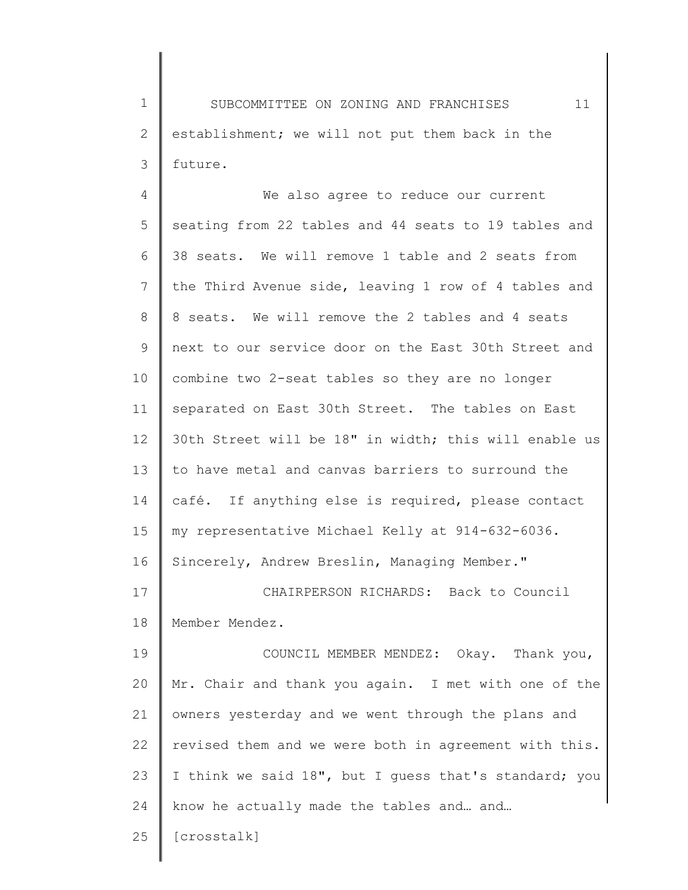establishment; we will not put them back in the future.

We also agree to reduce our current seating from 22 tables and 44 seats to 19 tables and 38 seats. We will remove 1 table and 2 seats from the Third Avenue side, leaving 1 row of 4 tables and 8 seats. We will remove the 2 tables and 4 seats next to our service door on the East 30th Street and combine two 2-seat tables so they are no longer separated on East 30th Street. The tables on East 30th Street will be 18" in width; this will enable us to have metal and canvas barriers to surround the café. If anything else is required, please contact my representative Michael Kelly at 914-632-6036. Sincerely, Andrew Breslin, Managing Member."

CHAIRPERSON RICHARDS: Back to Council Member Mendez.

COUNCIL MEMBER MENDEZ: Okay. Thank you, Mr. Chair and thank you again. I met with one of the owners yesterday and we went through the plans and revised them and we were both in agreement with this. I think we said 18", but I guess that's standard; you know he actually made the tables and… and… [crosstalk]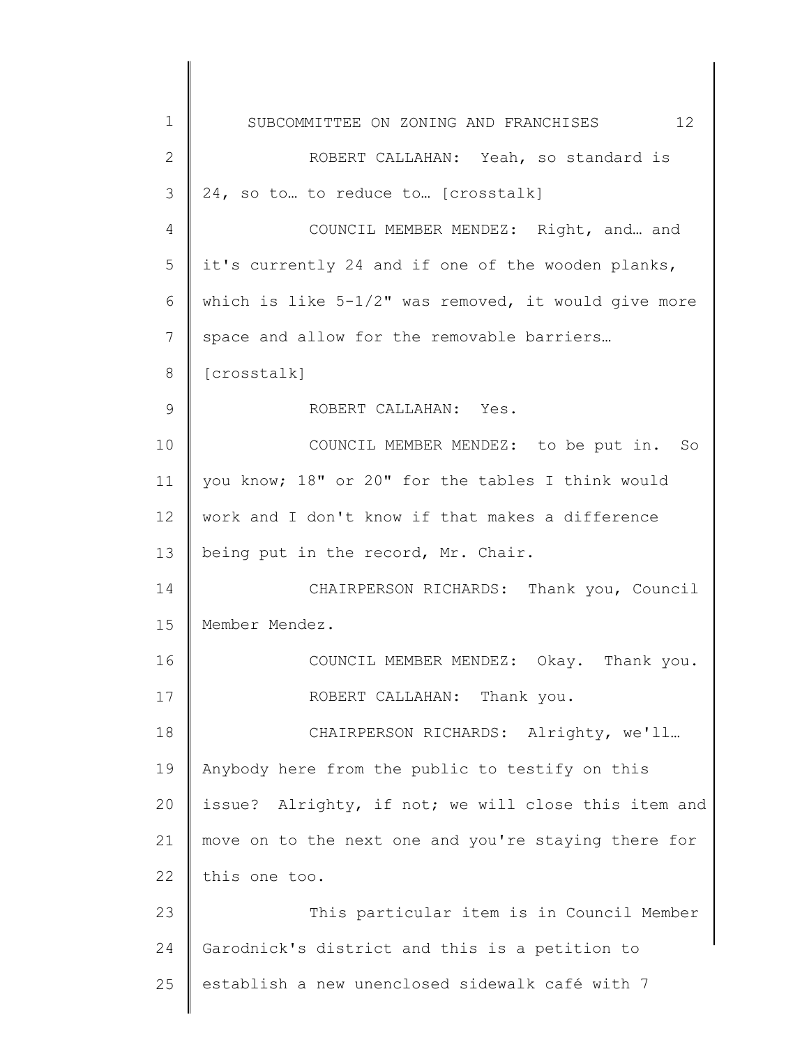ROBERT CALLAHAN: Yeah, so standard is 24, so to… to reduce to… [crosstalk]

COUNCIL MEMBER MENDEZ: Right, and… and it's currently 24 and if one of the wooden planks, which is like 5-1/2" was removed, it would give more space and allow for the removable barriers… [crosstalk]

ROBERT CALLAHAN: Yes.

COUNCIL MEMBER MENDEZ: to be put in. So you know; 18" or 20" for the tables I think would work and I don't know if that makes a difference being put in the record, Mr. Chair.

CHAIRPERSON RICHARDS: Thank you, Council Member Mendez.

COUNCIL MEMBER MENDEZ: Okay. Thank you.

ROBERT CALLAHAN: Thank you.

CHAIRPERSON RICHARDS: Alrighty, we'll… Anybody here from the public to testify on this issue? Alrighty, if not; we will close this item and move on to the next one and you're staying there for this one too.

This particular item is in Council Member Garodnick's district and this is a petition to establish a new unenclosed sidewalk café with 7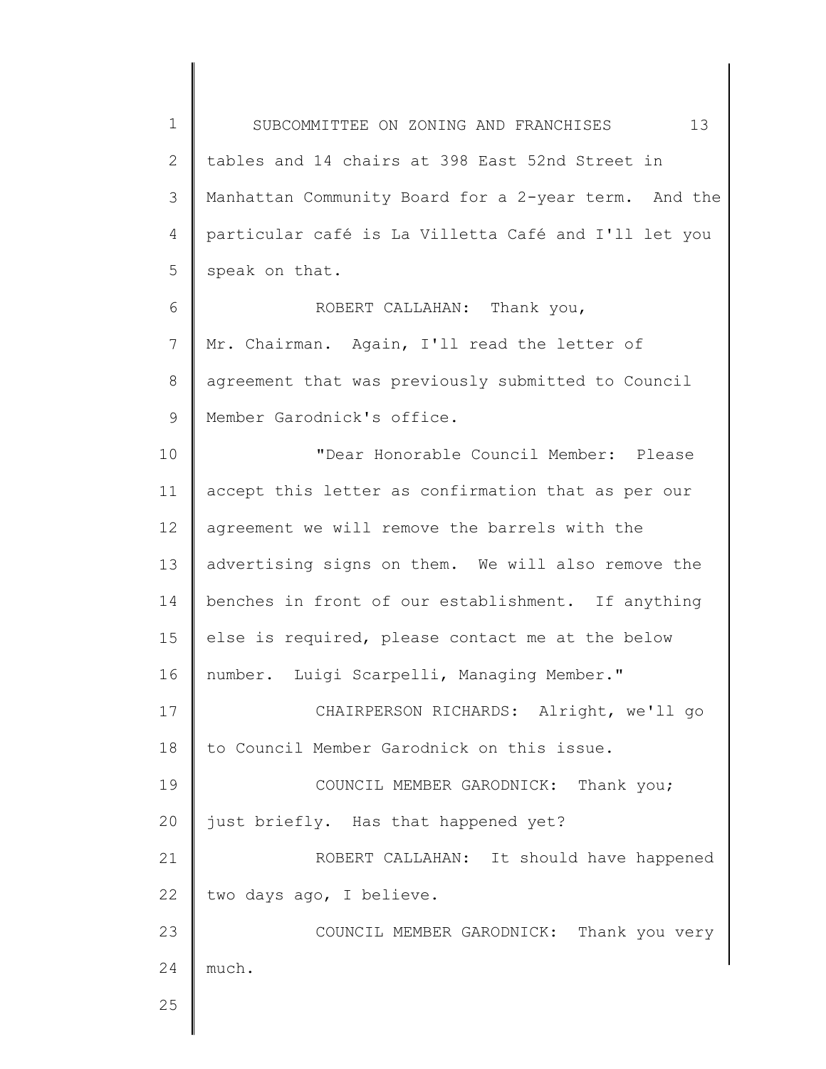tables and 14 chairs at 398 East 52nd Street in Manhattan Community Board for a 2-year term. And the particular café is La Villetta Café and I'll let you speak on that.

ROBERT CALLAHAN: Thank you, Mr. Chairman. Again, I'll read the letter of agreement that was previously submitted to Council Member Garodnick's office.

"Dear Honorable Council Member: Please accept this letter as confirmation that as per our agreement we will remove the barrels with the advertising signs on them. We will also remove the benches in front of our establishment. If anything else is required, please contact me at the below number. Luigi Scarpelli, Managing Member."

CHAIRPERSON RICHARDS: Alright, we'll go to Council Member Garodnick on this issue.

COUNCIL MEMBER GARODNICK: Thank you; just briefly. Has that happened yet?

ROBERT CALLAHAN: It should have happened two days ago, I believe.

COUNCIL MEMBER GARODNICK: Thank you very much.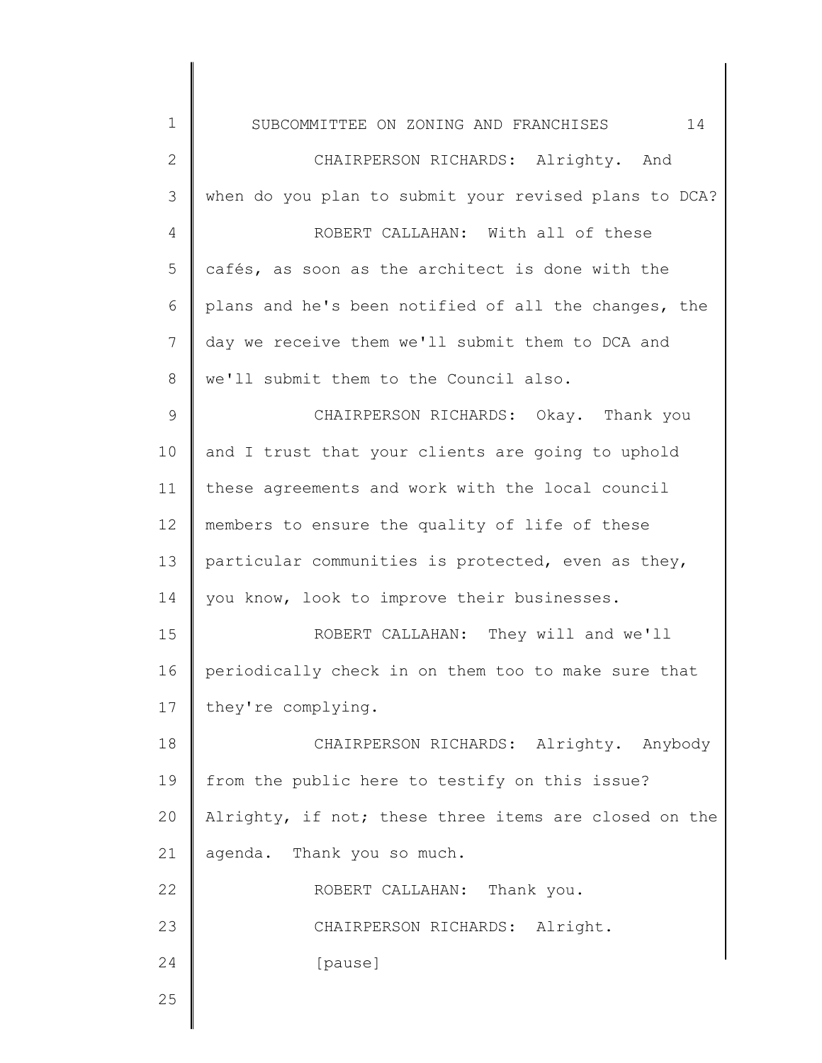CHAIRPERSON RICHARDS: Alrighty. And when do you plan to submit your revised plans to DCA?

ROBERT CALLAHAN: With all of these cafés, as soon as the architect is done with the plans and he's been notified of all the changes, the day we receive them we'll submit them to DCA and we'll submit them to the Council also.

CHAIRPERSON RICHARDS: Okay. Thank you and I trust that your clients are going to uphold these agreements and work with the local council members to ensure the quality of life of these particular communities is protected, even as they, you know, look to improve their businesses.

ROBERT CALLAHAN: They will and we'll periodically check in on them too to make sure that they're complying.

CHAIRPERSON RICHARDS: Alrighty. Anybody from the public here to testify on this issue? Alrighty, if not; these three items are closed on the agenda. Thank you so much.

ROBERT CALLAHAN: Thank you.

CHAIRPERSON RICHARDS: Alright.

[pause]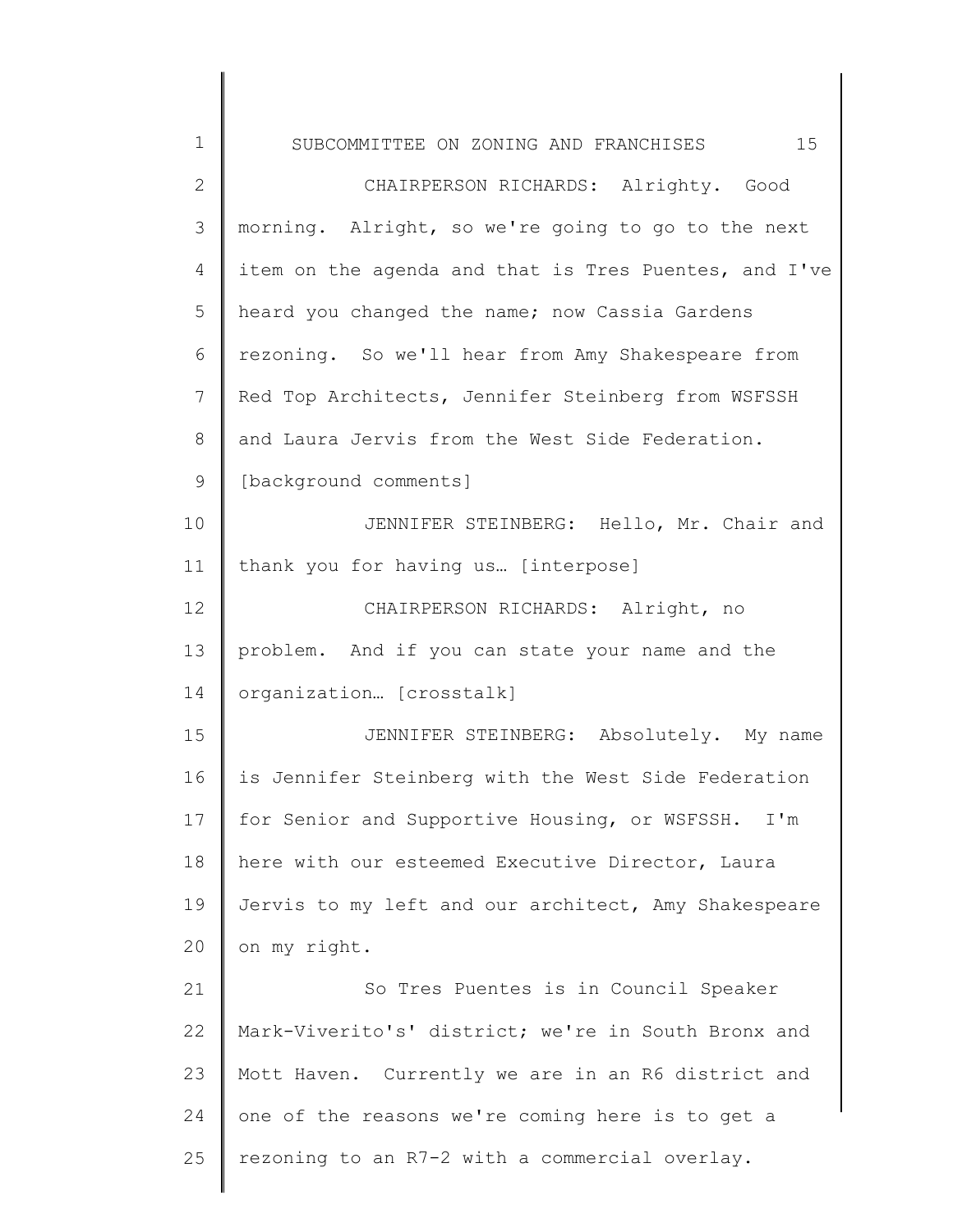CHAIRPERSON RICHARDS: Alrighty. Good morning. Alright, so we're going to go to the next item on the agenda and that is Tres Puentes, and I've heard you changed the name; now Cassia Gardens rezoning. So we'll hear from Amy Shakespeare from Red Top Architects, Jennifer Steinberg from WSFSSH and Laura Jervis from the West Side Federation. [background comments]

JENNIFER STEINBERG: Hello, Mr. Chair and thank you for having us… [interpose]

CHAIRPERSON RICHARDS: Alright, no problem. And if you can state your name and the organization… [crosstalk]

JENNIFER STEINBERG: Absolutely. My name is Jennifer Steinberg with the West Side Federation for Senior and Supportive Housing, or WSFSSH. I'm here with our esteemed Executive Director, Laura Jervis to my left and our architect, Amy Shakespeare on my right.

So Tres Puentes is in Council Speaker Mark-Viverito's' district; we're in South Bronx and Mott Haven. Currently we are in an R6 district and one of the reasons we're coming here is to get a rezoning to an R7-2 with a commercial overlay.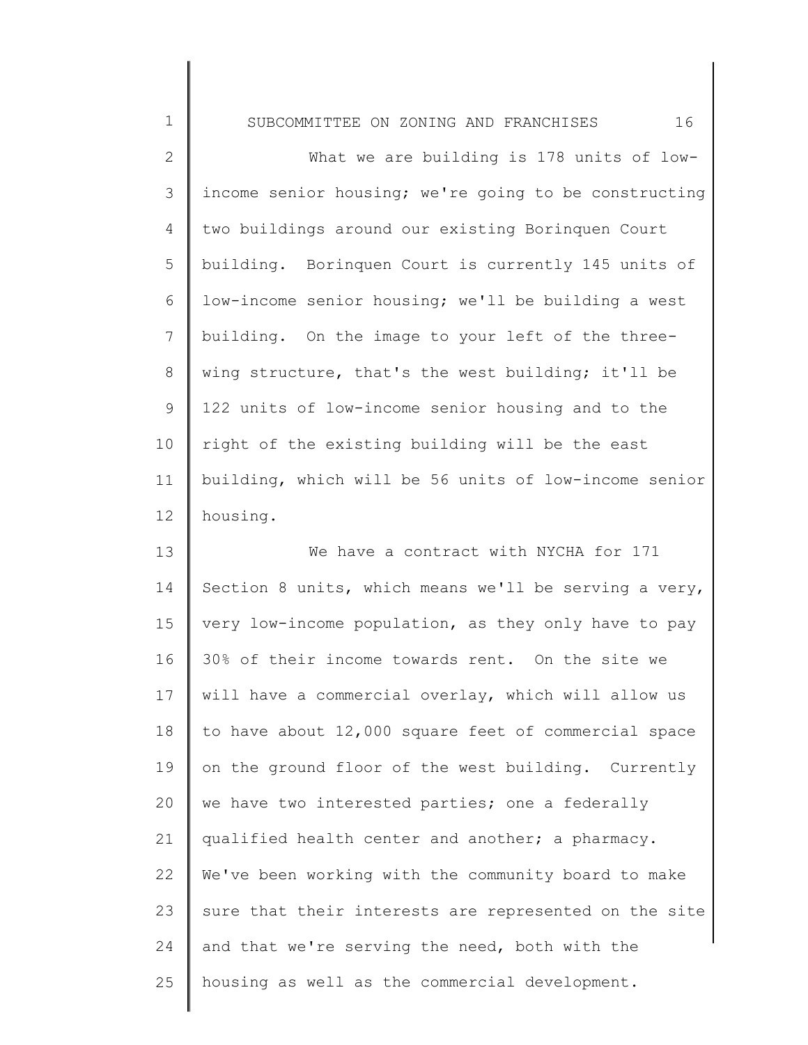What we are building is 178 units of low-income senior housing; we're going to be constructing two buildings around our existing Borinquen Court building. Borinquen Court is currently 145 units of low-income senior housing; we'll be building a west building. On the image to your left of the three-wing structure, that's the west building; it'll be 122 units of low-income senior housing and to the right of the existing building will be the east building, which will be 56 units of low-income senior housing.

We have a contract with NYCHA for 171 Section 8 units, which means we'll be serving a very, very low-income population, as they only have to pay 30% of their income towards rent. On the site we will have a commercial overlay, which will allow us to have about 12,000 square feet of commercial space on the ground floor of the west building. Currently we have two interested parties; one a federally qualified health center and another; a pharmacy. We've been working with the community board to make sure that their interests are represented on the site and that we're serving the need, both with the housing as well as the commercial development.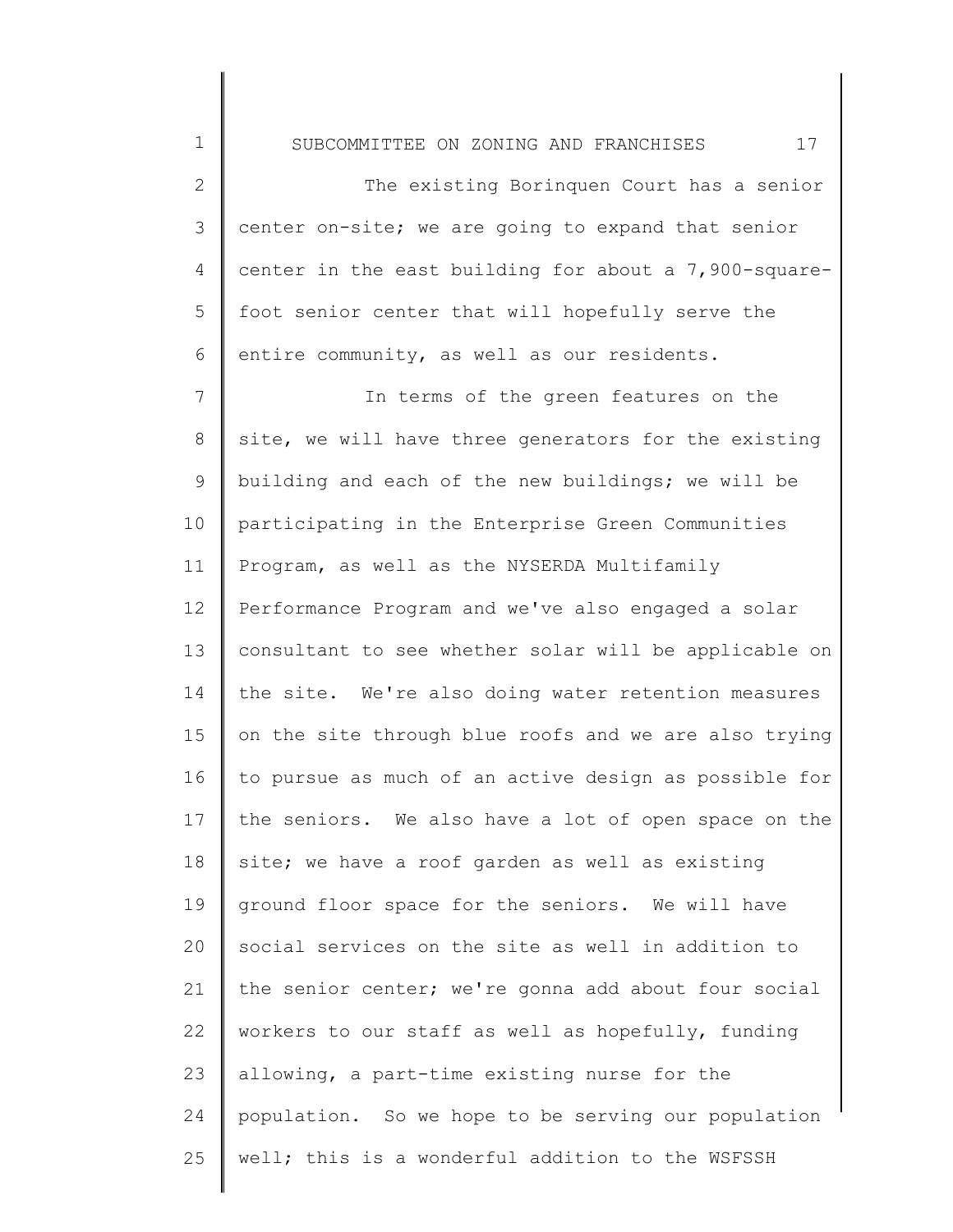The existing Borinquen Court has a senior center on-site; we are going to expand that senior center in the east building for about a 7,900-square-foot senior center that will hopefully serve the entire community, as well as our residents.

In terms of the green features on the site, we will have three generators for the existing building and each of the new buildings; we will be participating in the Enterprise Green Communities Program, as well as the NYSERDA Multifamily Performance Program and we've also engaged a solar consultant to see whether solar will be applicable on the site. We're also doing water retention measures on the site through blue roofs and we are also trying to pursue as much of an active design as possible for the seniors. We also have a lot of open space on the site; we have a roof garden as well as existing ground floor space for the seniors. We will have social services on the site as well in addition to the senior center; we're gonna add about four social workers to our staff as well as hopefully, funding allowing, a part-time existing nurse for the population. So we hope to be serving our population well; this is a wonderful addition to the WSFSSH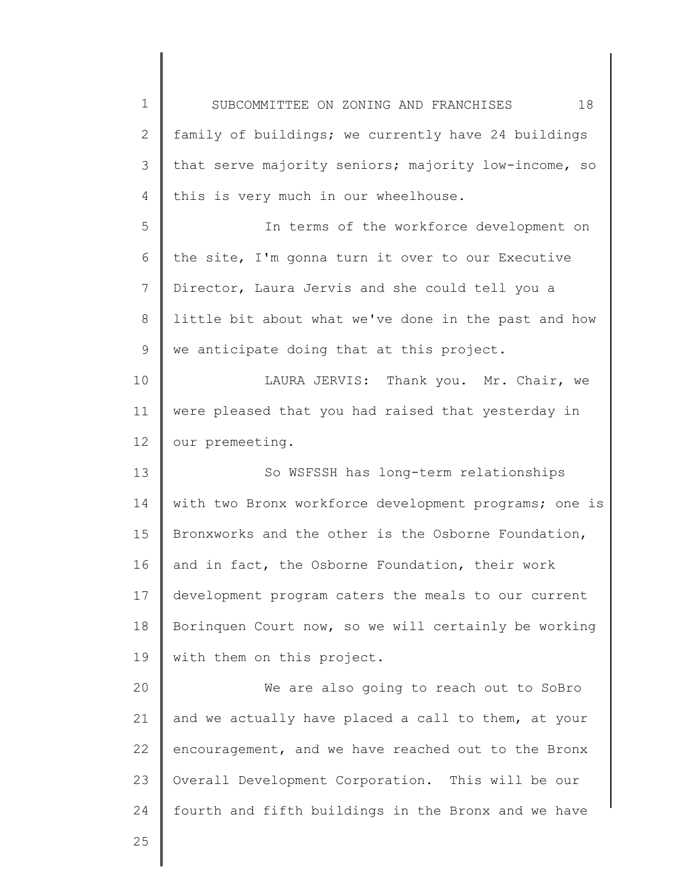family of buildings; we currently have 24 buildings that serve majority seniors; majority low-income, so this is very much in our wheelhouse.

In terms of the workforce development on the site, I'm gonna turn it over to our Executive Director, Laura Jervis and she could tell you a little bit about what we've done in the past and how we anticipate doing that at this project.

LAURA JERVIS: Thank you. Mr. Chair, we were pleased that you had raised that yesterday in our premeeting.

So WSFSSH has long-term relationships with two Bronx workforce development programs; one is Bronxworks and the other is the Osborne Foundation, and in fact, the Osborne Foundation, their work development program caters the meals to our current Borinquen Court now, so we will certainly be working with them on this project.

We are also going to reach out to SoBro and we actually have placed a call to them, at your encouragement, and we have reached out to the Bronx Overall Development Corporation. This will be our fourth and fifth buildings in the Bronx and we have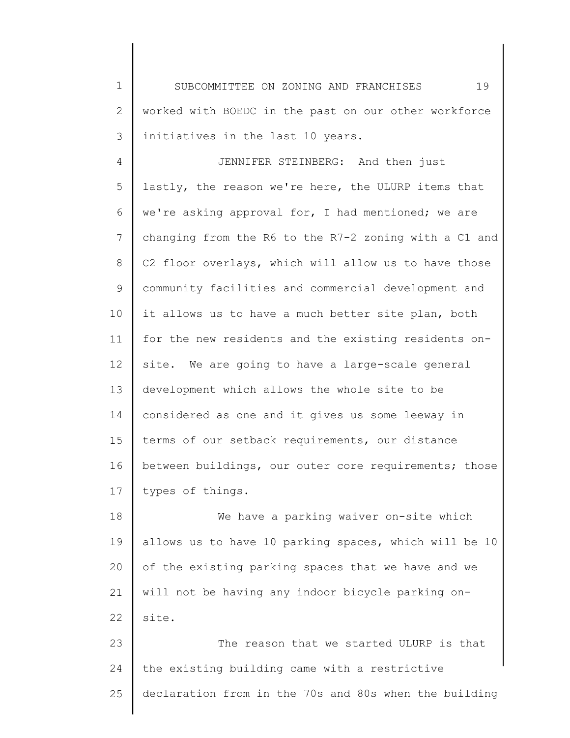worked with BOEDC in the past on our other workforce initiatives in the last 10 years.

JENNIFER STEINBERG: And then just lastly, the reason we're here, the ULURP items that we're asking approval for, I had mentioned; we are changing from the R6 to the R7-2 zoning with a C1 and C2 floor overlays, which will allow us to have those community facilities and commercial development and it allows us to have a much better site plan, both for the new residents and the existing residents on-site. We are going to have a large-scale general development which allows the whole site to be considered as one and it gives us some leeway in terms of our setback requirements, our distance between buildings, our outer core requirements; those types of things.

We have a parking waiver on-site which allows us to have 10 parking spaces, which will be 10 of the existing parking spaces that we have and we will not be having any indoor bicycle parking on-site.

The reason that we started ULURP is that the existing building came with a restrictive declaration from in the 70s and 80s when the building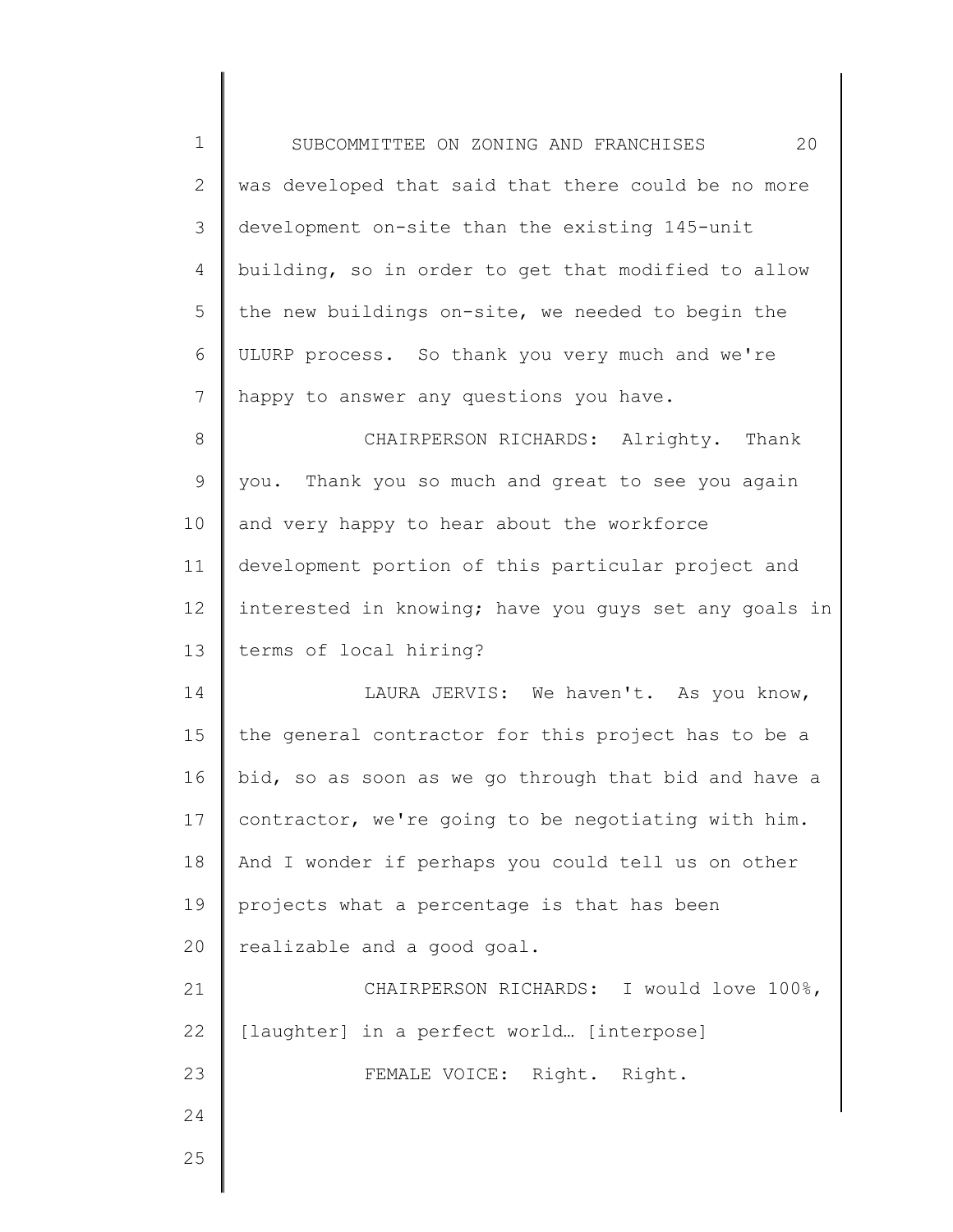was developed that said that there could be no more development on-site than the existing 145-unit building, so in order to get that modified to allow the new buildings on-site, we needed to begin the ULURP process. So thank you very much and we're happy to answer any questions you have.

CHAIRPERSON RICHARDS: Alrighty. Thank you. Thank you so much and great to see you again and very happy to hear about the workforce development portion of this particular project and interested in knowing; have you guys set any goals in terms of local hiring?

LAURA JERVIS: We haven't. As you know, the general contractor for this project has to be a bid, so as soon as we go through that bid and have a contractor, we're going to be negotiating with him. And I wonder if perhaps you could tell us on other projects what a percentage is that has been realizable and a good goal.

CHAIRPERSON RICHARDS: I would love 100%, [laughter] in a perfect world… [interpose]

FEMALE VOICE: Right. Right.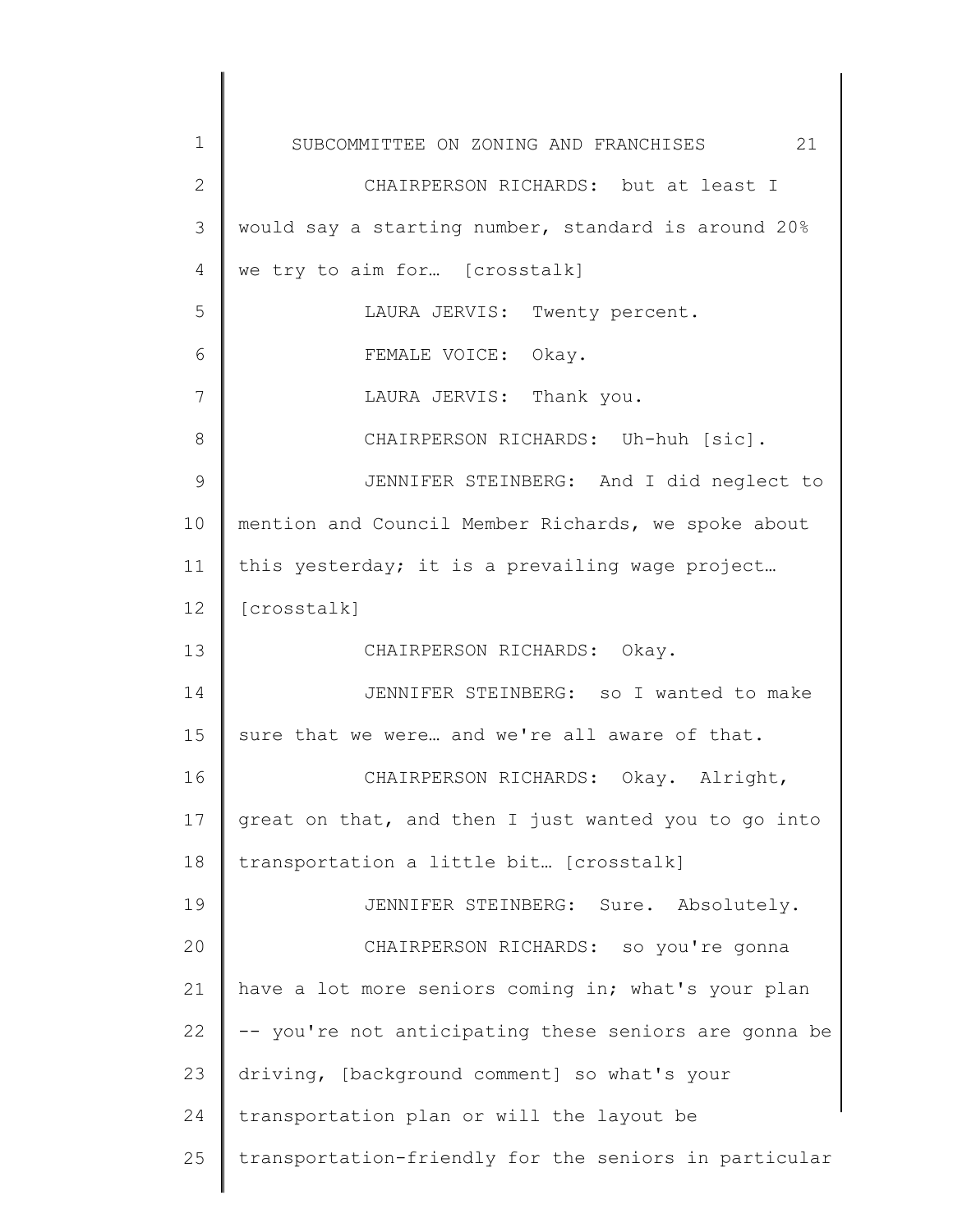CHAIRPERSON RICHARDS: but at least I would say a starting number, standard is around 20% we try to aim for… [crosstalk]

LAURA JERVIS: Twenty percent.

FEMALE VOICE: Okay.

LAURA JERVIS: Thank you.

CHAIRPERSON RICHARDS: Uh-huh [sic].

JENNIFER STEINBERG: And I did neglect to mention and Council Member Richards, we spoke about this yesterday; it is a prevailing wage project… [crosstalk]

CHAIRPERSON RICHARDS: Okay.

JENNIFER STEINBERG: so I wanted to make sure that we were… and we're all aware of that.

CHAIRPERSON RICHARDS: Okay. Alright, great on that, and then I just wanted you to go into transportation a little bit… [crosstalk]

JENNIFER STEINBERG: Sure. Absolutely.

CHAIRPERSON RICHARDS: so you're gonna have a lot more seniors coming in; what's your plan -- you're not anticipating these seniors are gonna be driving, [background comment] so what's your transportation plan or will the layout be transportation-friendly for the seniors in particular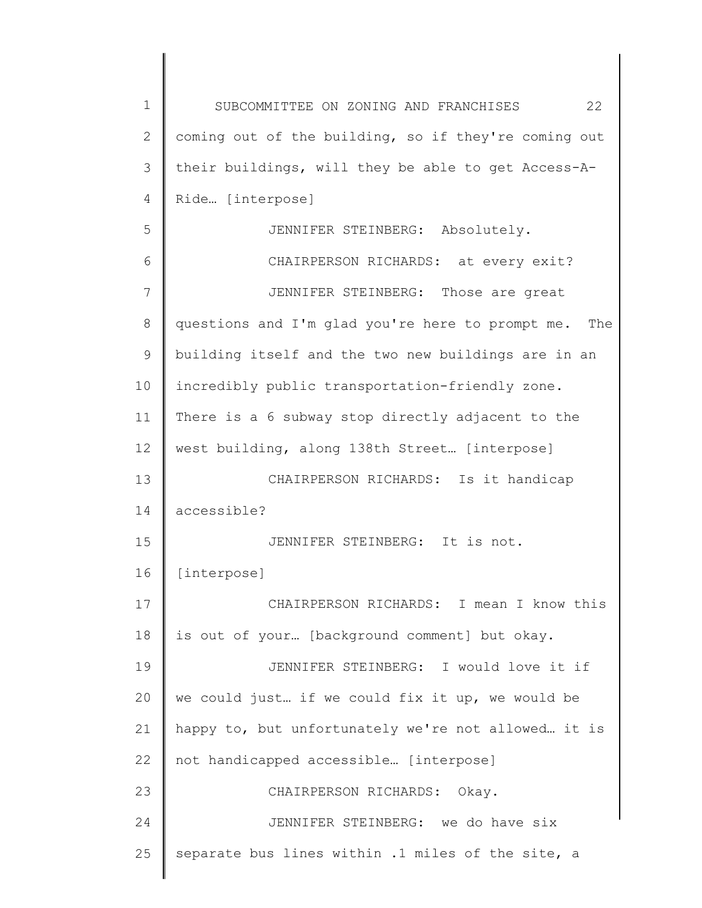coming out of the building, so if they're coming out their buildings, will they be able to get Access-A-Ride… [interpose]

JENNIFER STEINBERG: Absolutely.

CHAIRPERSON RICHARDS: at every exit?

JENNIFER STEINBERG: Those are great questions and I'm glad you're here to prompt me. The building itself and the two new buildings are in an incredibly public transportation-friendly zone. There is a 6 subway stop directly adjacent to the west building, along 138th Street… [interpose]

CHAIRPERSON RICHARDS: Is it handicap accessible?

JENNIFER STEINBERG: It is not. [interpose]

CHAIRPERSON RICHARDS: I mean I know this is out of your… [background comment] but okay.

JENNIFER STEINBERG: I would love it if we could just… if we could fix it up, we would be happy to, but unfortunately we're not allowed… it is not handicapped accessible… [interpose]

CHAIRPERSON RICHARDS: Okay.

JENNIFER STEINBERG: we do have six separate bus lines within .1 miles of the site, a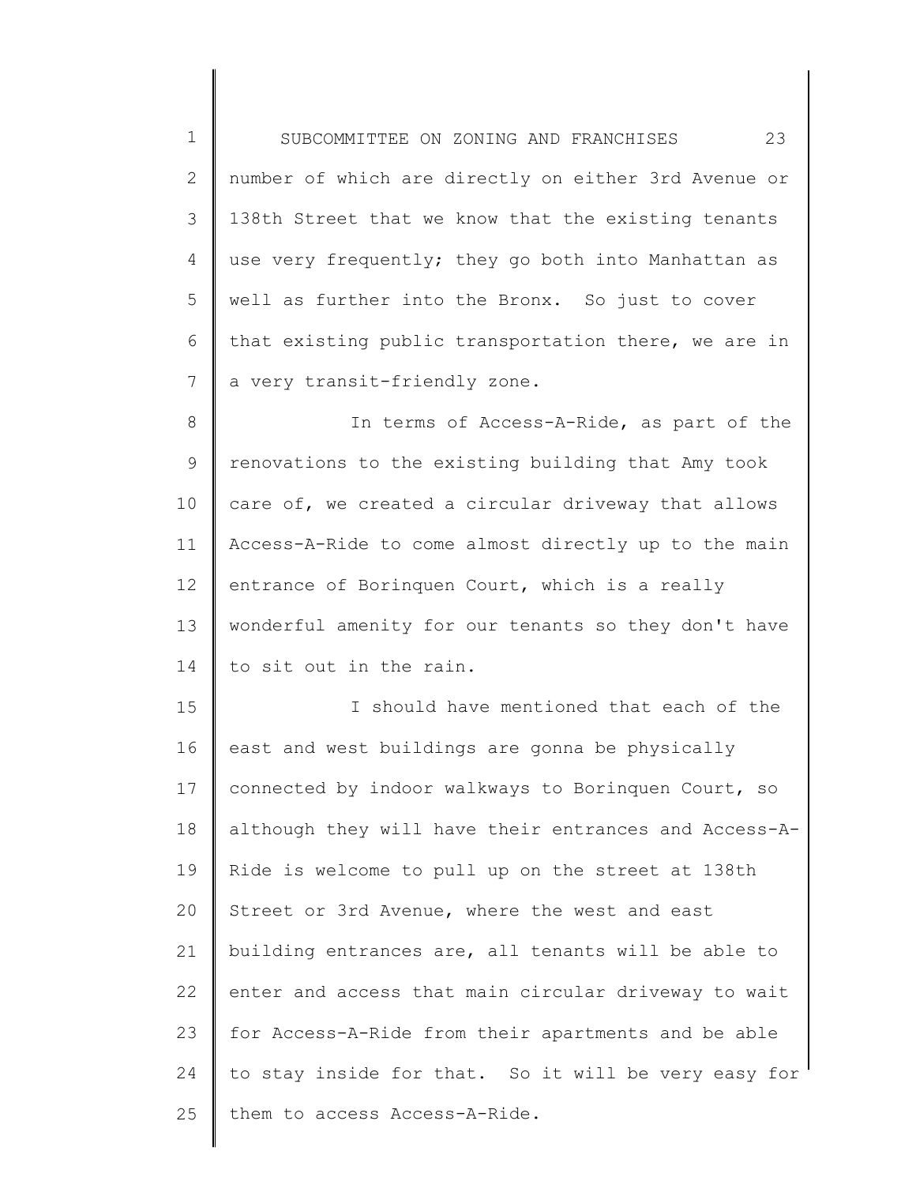number of which are directly on either 3rd Avenue or 138th Street that we know that the existing tenants use very frequently; they go both into Manhattan as well as further into the Bronx. So just to cover that existing public transportation there, we are in a very transit-friendly zone.

In terms of Access-A-Ride, as part of the renovations to the existing building that Amy took care of, we created a circular driveway that allows Access-A-Ride to come almost directly up to the main entrance of Borinquen Court, which is a really wonderful amenity for our tenants so they don't have to sit out in the rain.

I should have mentioned that each of the east and west buildings are gonna be physically connected by indoor walkways to Borinquen Court, so although they will have their entrances and Access-A-Ride is welcome to pull up on the street at 138th Street or 3rd Avenue, where the west and east building entrances are, all tenants will be able to enter and access that main circular driveway to wait for Access-A-Ride from their apartments and be able to stay inside for that. So it will be very easy for them to access Access-A-Ride.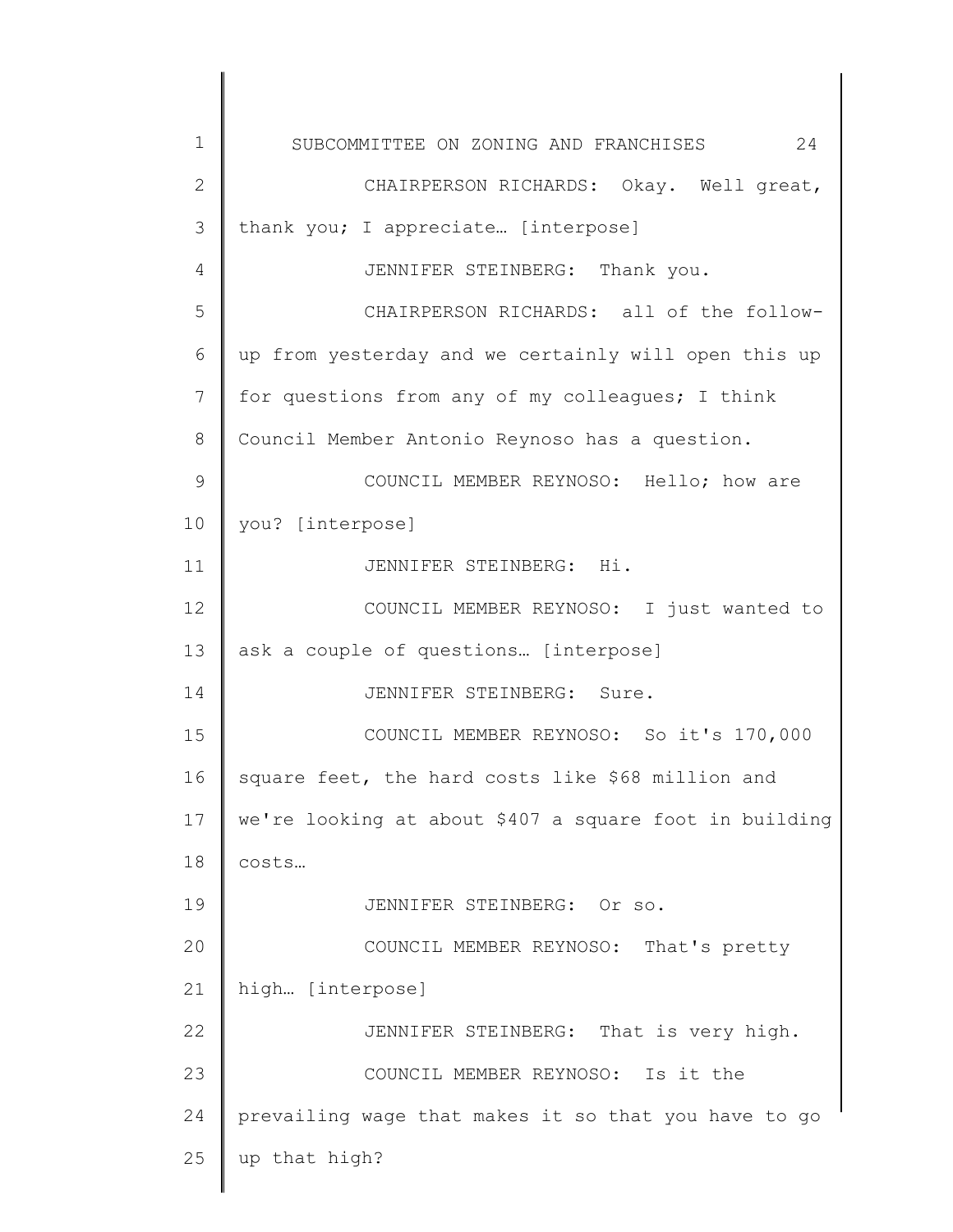CHAIRPERSON RICHARDS: Okay. Well great, thank you; I appreciate… [interpose]

JENNIFER STEINBERG: Thank you.

CHAIRPERSON RICHARDS: all of the follow-up from yesterday and we certainly will open this up for questions from any of my colleagues; I think Council Member Antonio Reynoso has a question.

COUNCIL MEMBER REYNOSO: Hello; how are you? [interpose]

JENNIFER STEINBERG: Hi.

COUNCIL MEMBER REYNOSO: I just wanted to ask a couple of questions… [interpose]

JENNIFER STEINBERG: Sure.

COUNCIL MEMBER REYNOSO: So it's 170,000 square feet, the hard costs like $68 million and we're looking at about $407 a square foot in building costs…

JENNIFER STEINBERG: Or so.

COUNCIL MEMBER REYNOSO: That's pretty high… [interpose]

JENNIFER STEINBERG: That is very high.

COUNCIL MEMBER REYNOSO: Is it the prevailing wage that makes it so that you have to go up that high?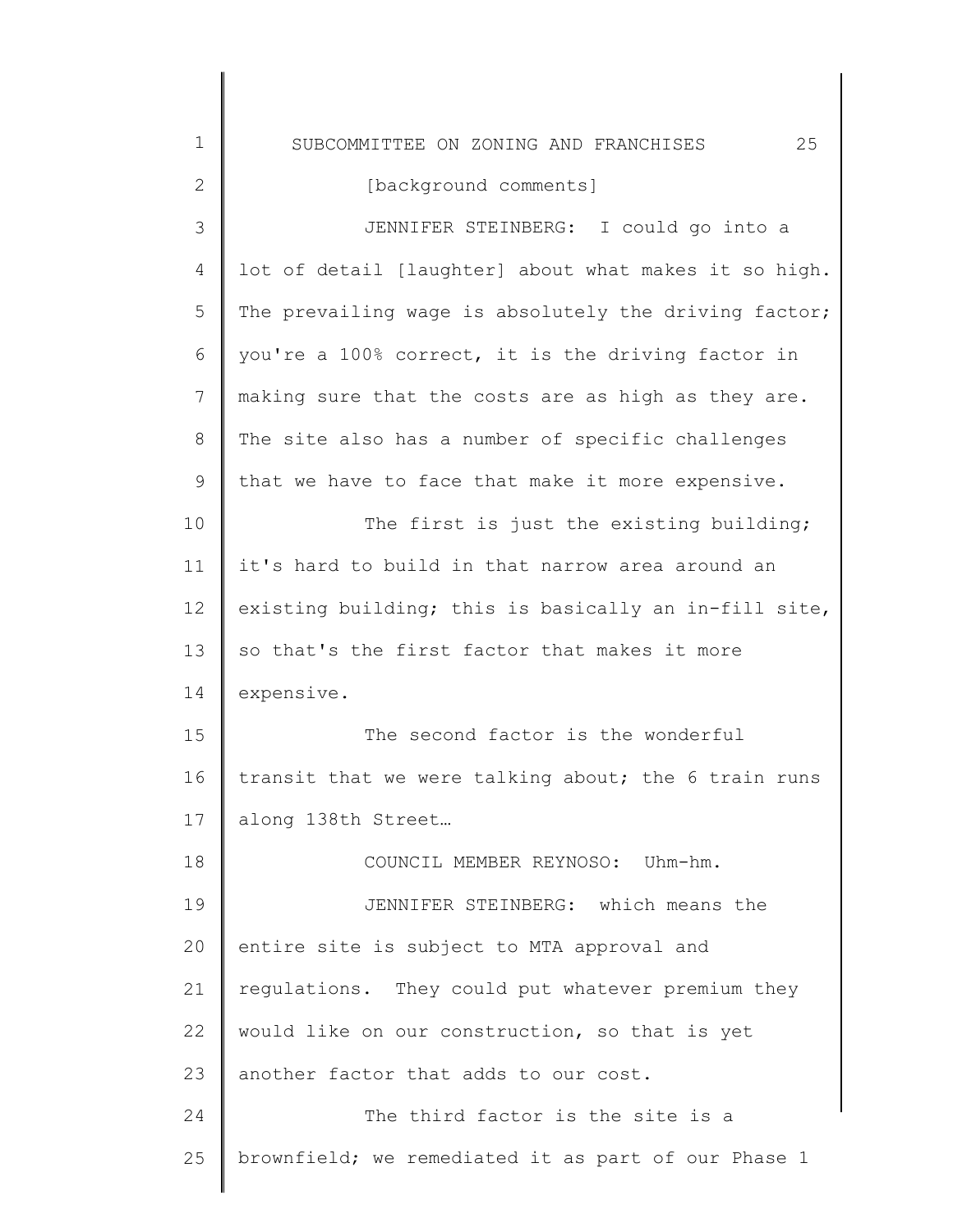[background comments]

JENNIFER STEINBERG: I could go into a lot of detail [laughter] about what makes it so high. The prevailing wage is absolutely the driving factor; you're a 100% correct, it is the driving factor in making sure that the costs are as high as they are. The site also has a number of specific challenges that we have to face that make it more expensive.

The first is just the existing building; it's hard to build in that narrow area around an existing building; this is basically an in-fill site, so that's the first factor that makes it more expensive.

The second factor is the wonderful transit that we were talking about; the 6 train runs along 138th Street…

COUNCIL MEMBER REYNOSO: Uhm-hm.

JENNIFER STEINBERG: which means the entire site is subject to MTA approval and regulations. They could put whatever premium they would like on our construction, so that is yet another factor that adds to our cost.

The third factor is the site is a brownfield; we remediated it as part of our Phase 1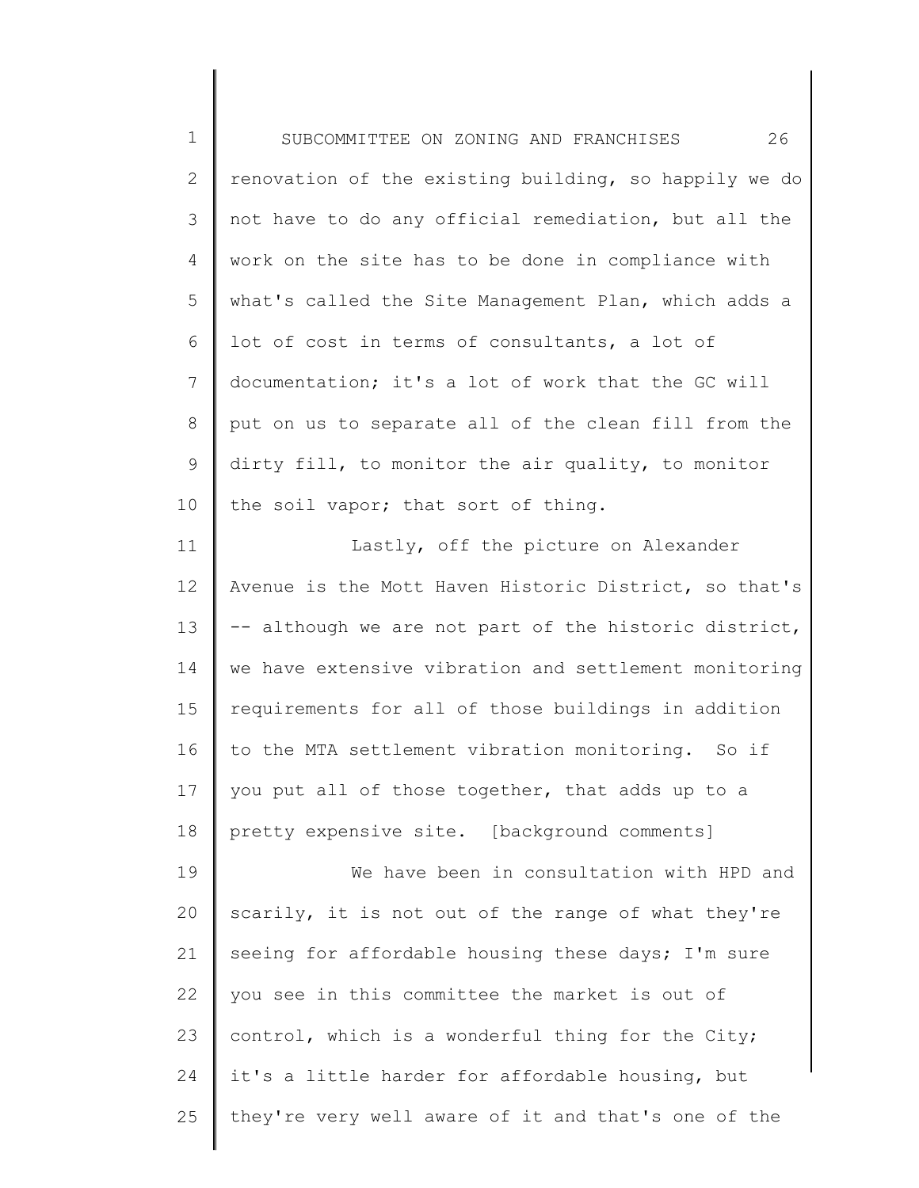renovation of the existing building, so happily we do not have to do any official remediation, but all the work on the site has to be done in compliance with what's called the Site Management Plan, which adds a lot of cost in terms of consultants, a lot of documentation; it's a lot of work that the GC will put on us to separate all of the clean fill from the dirty fill, to monitor the air quality, to monitor the soil vapor; that sort of thing.

Lastly, off the picture on Alexander Avenue is the Mott Haven Historic District, so that's -- although we are not part of the historic district, we have extensive vibration and settlement monitoring requirements for all of those buildings in addition to the MTA settlement vibration monitoring. So if you put all of those together, that adds up to a pretty expensive site. [background comments]

We have been in consultation with HPD and scarily, it is not out of the range of what they're seeing for affordable housing these days; I'm sure you see in this committee the market is out of control, which is a wonderful thing for the City; it's a little harder for affordable housing, but they're very well aware of it and that's one of the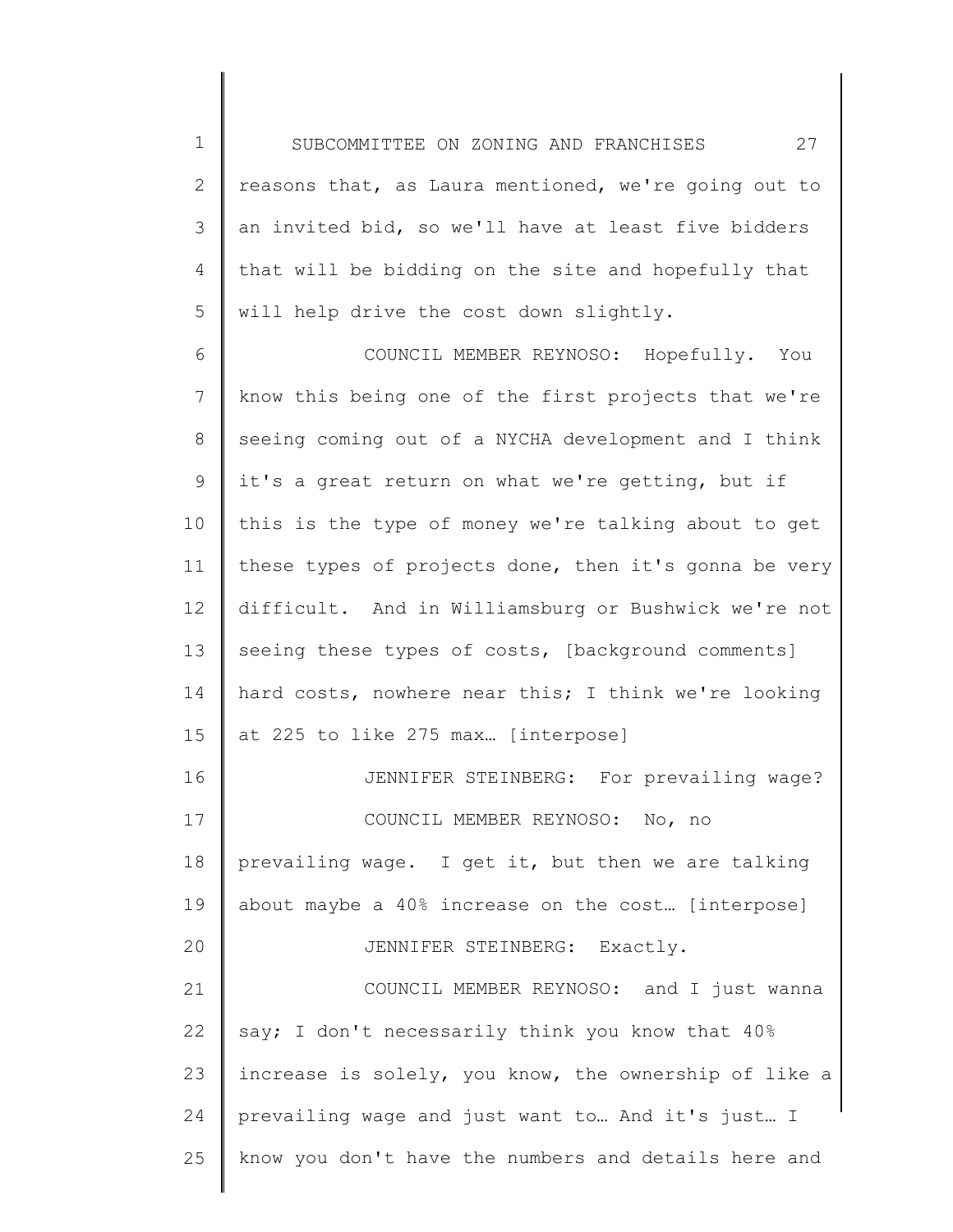reasons that, as Laura mentioned, we're going out to an invited bid, so we'll have at least five bidders that will be bidding on the site and hopefully that will help drive the cost down slightly.

COUNCIL MEMBER REYNOSO: Hopefully. You know this being one of the first projects that we're seeing coming out of a NYCHA development and I think it's a great return on what we're getting, but if this is the type of money we're talking about to get these types of projects done, then it's gonna be very difficult. And in Williamsburg or Bushwick we're not seeing these types of costs, [background comments] hard costs, nowhere near this; I think we're looking at 225 to like 275 max… [interpose]

JENNIFER STEINBERG: For prevailing wage?

COUNCIL MEMBER REYNOSO: No, no prevailing wage. I get it, but then we are talking about maybe a 40% increase on the cost… [interpose]

JENNIFER STEINBERG: Exactly.

COUNCIL MEMBER REYNOSO: and I just wanna say; I don't necessarily think you know that 40% increase is solely, you know, the ownership of like a prevailing wage and just want to… And it's just… I know you don't have the numbers and details here and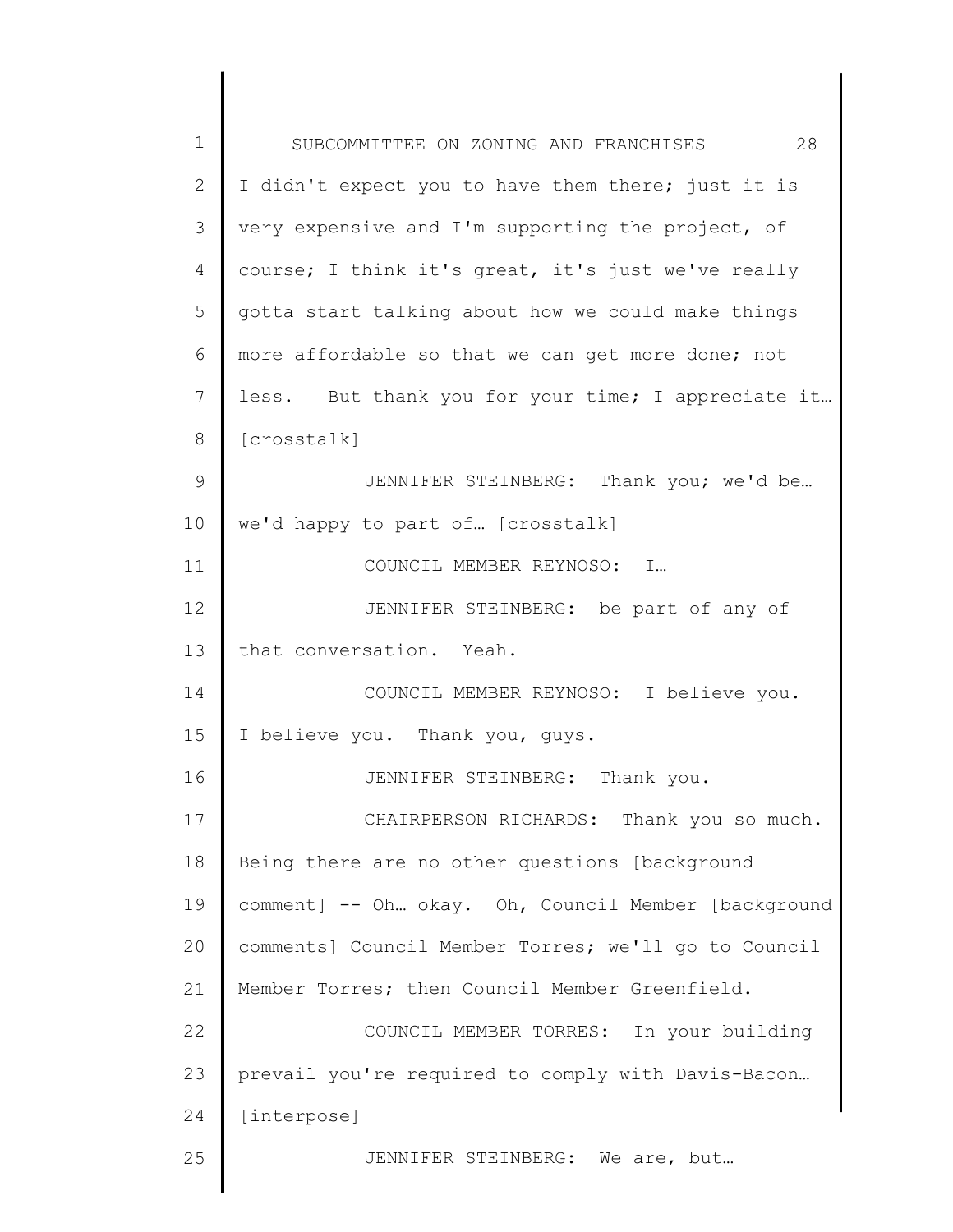I didn't expect you to have them there; just it is very expensive and I'm supporting the project, of course; I think it's great, it's just we've really gotta start talking about how we could make things more affordable so that we can get more done; not less. But thank you for your time; I appreciate it… [crosstalk]

JENNIFER STEINBERG: Thank you; we'd be… we'd happy to part of… [crosstalk]

COUNCIL MEMBER REYNOSO: I…

JENNIFER STEINBERG: be part of any of that conversation. Yeah.

COUNCIL MEMBER REYNOSO: I believe you. I believe you. Thank you, guys.

JENNIFER STEINBERG: Thank you.

CHAIRPERSON RICHARDS: Thank you so much. Being there are no other questions [background comment] -- Oh… okay. Oh, Council Member [background comments] Council Member Torres; we'll go to Council Member Torres; then Council Member Greenfield.

COUNCIL MEMBER TORRES: In your building prevail you're required to comply with Davis-Bacon… [interpose]

JENNIFER STEINBERG: We are, but…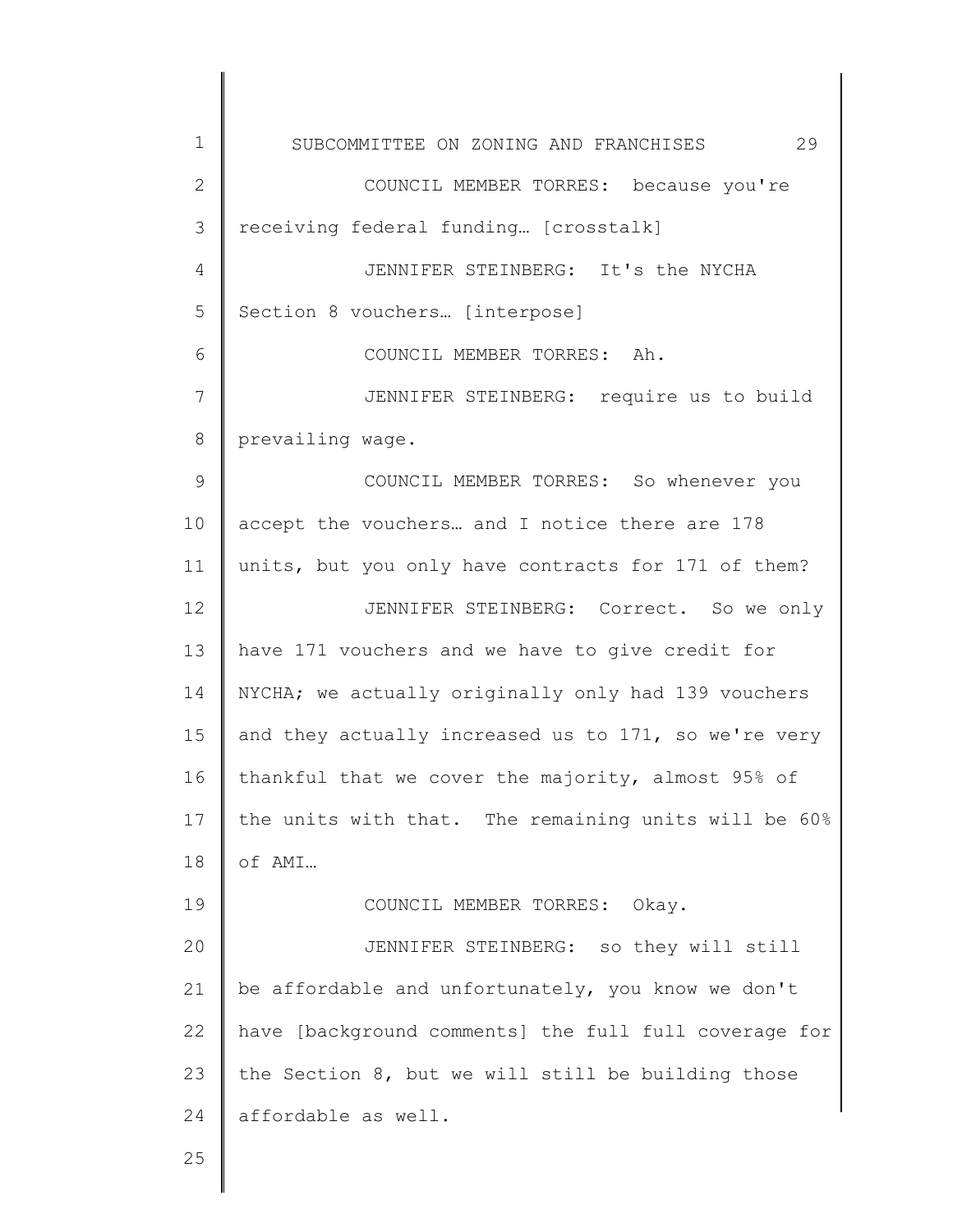COUNCIL MEMBER TORRES: because you're receiving federal funding… [crosstalk]

JENNIFER STEINBERG: It's the NYCHA Section 8 vouchers… [interpose]

COUNCIL MEMBER TORRES: Ah.

JENNIFER STEINBERG: require us to build prevailing wage.

COUNCIL MEMBER TORRES: So whenever you accept the vouchers… and I notice there are 178 units, but you only have contracts for 171 of them?

JENNIFER STEINBERG: Correct. So we only have 171 vouchers and we have to give credit for NYCHA; we actually originally only had 139 vouchers and they actually increased us to 171, so we're very thankful that we cover the majority, almost 95% of the units with that. The remaining units will be 60% of AMI…

COUNCIL MEMBER TORRES: Okay.

JENNIFER STEINBERG: so they will still be affordable and unfortunately, you know we don't have [background comments] the full full coverage for the Section 8, but we will still be building those affordable as well.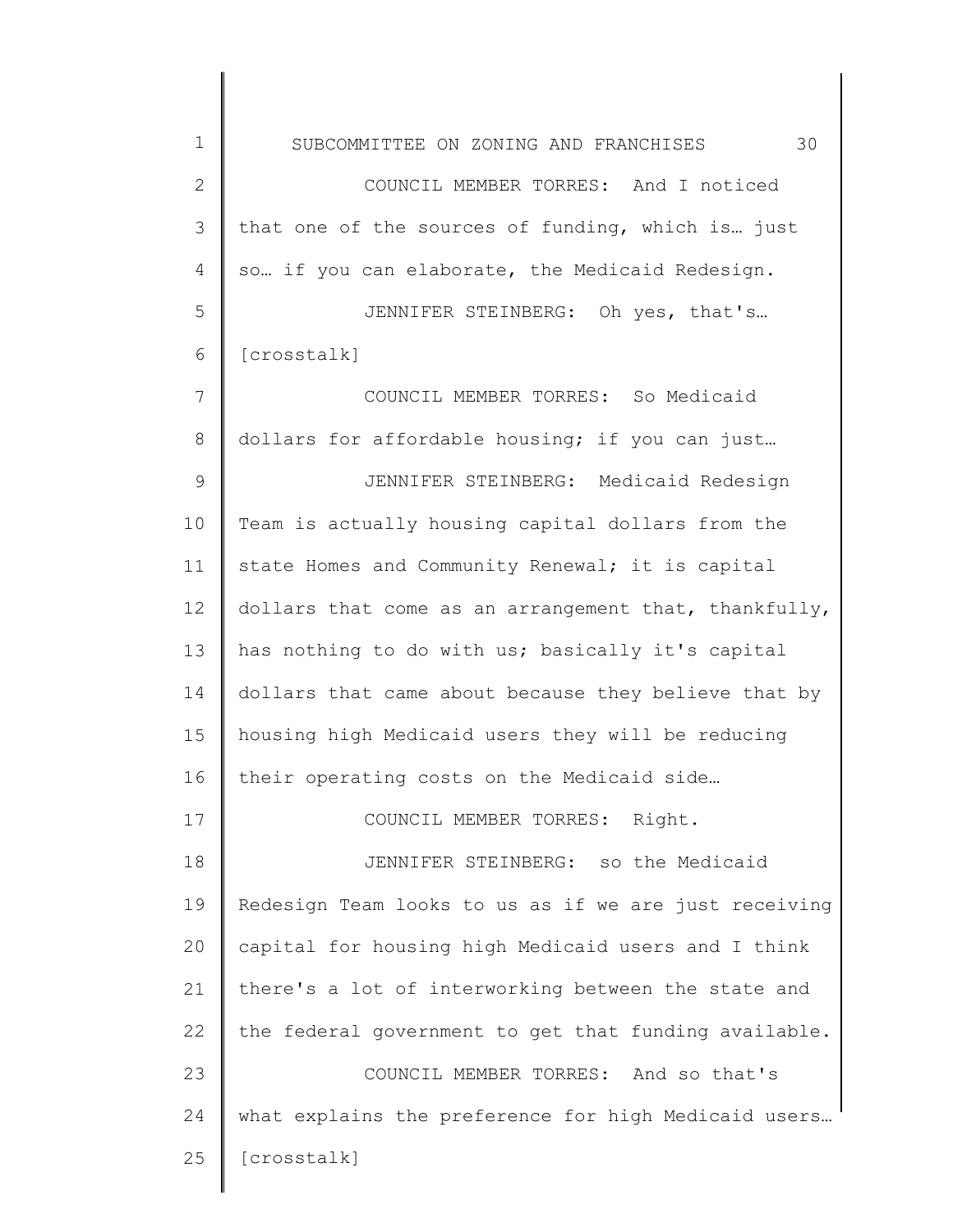COUNCIL MEMBER TORRES: And I noticed that one of the sources of funding, which is… just so… if you can elaborate, the Medicaid Redesign.

JENNIFER STEINBERG: Oh yes, that's… [crosstalk]

COUNCIL MEMBER TORRES: So Medicaid dollars for affordable housing; if you can just…

JENNIFER STEINBERG: Medicaid Redesign Team is actually housing capital dollars from the state Homes and Community Renewal; it is capital dollars that come as an arrangement that, thankfully, has nothing to do with us; basically it's capital dollars that came about because they believe that by housing high Medicaid users they will be reducing their operating costs on the Medicaid side…

COUNCIL MEMBER TORRES: Right.

JENNIFER STEINBERG: so the Medicaid Redesign Team looks to us as if we are just receiving capital for housing high Medicaid users and I think there's a lot of interworking between the state and the federal government to get that funding available.

COUNCIL MEMBER TORRES: And so that's what explains the preference for high Medicaid users… [crosstalk]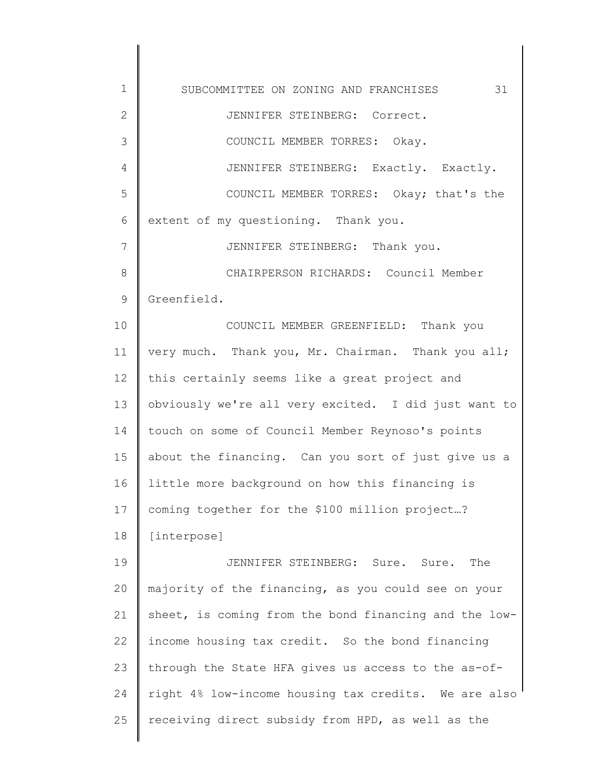JENNIFER STEINBERG: Correct.

COUNCIL MEMBER TORRES: Okay.

JENNIFER STEINBERG: Exactly. Exactly.

COUNCIL MEMBER TORRES: Okay; that's the extent of my questioning. Thank you.

JENNIFER STEINBERG: Thank you.

CHAIRPERSON RICHARDS: Council Member Greenfield.

COUNCIL MEMBER GREENFIELD: Thank you very much. Thank you, Mr. Chairman. Thank you all; this certainly seems like a great project and obviously we're all very excited. I did just want to touch on some of Council Member Reynoso's points about the financing. Can you sort of just give us a little more background on how this financing is coming together for the $100 million project…? [interpose]

JENNIFER STEINBERG: Sure. Sure. The majority of the financing, as you could see on your sheet, is coming from the bond financing and the low-income housing tax credit. So the bond financing through the State HFA gives us access to the as-of-right 4% low-income housing tax credits. We are also receiving direct subsidy from HPD, as well as the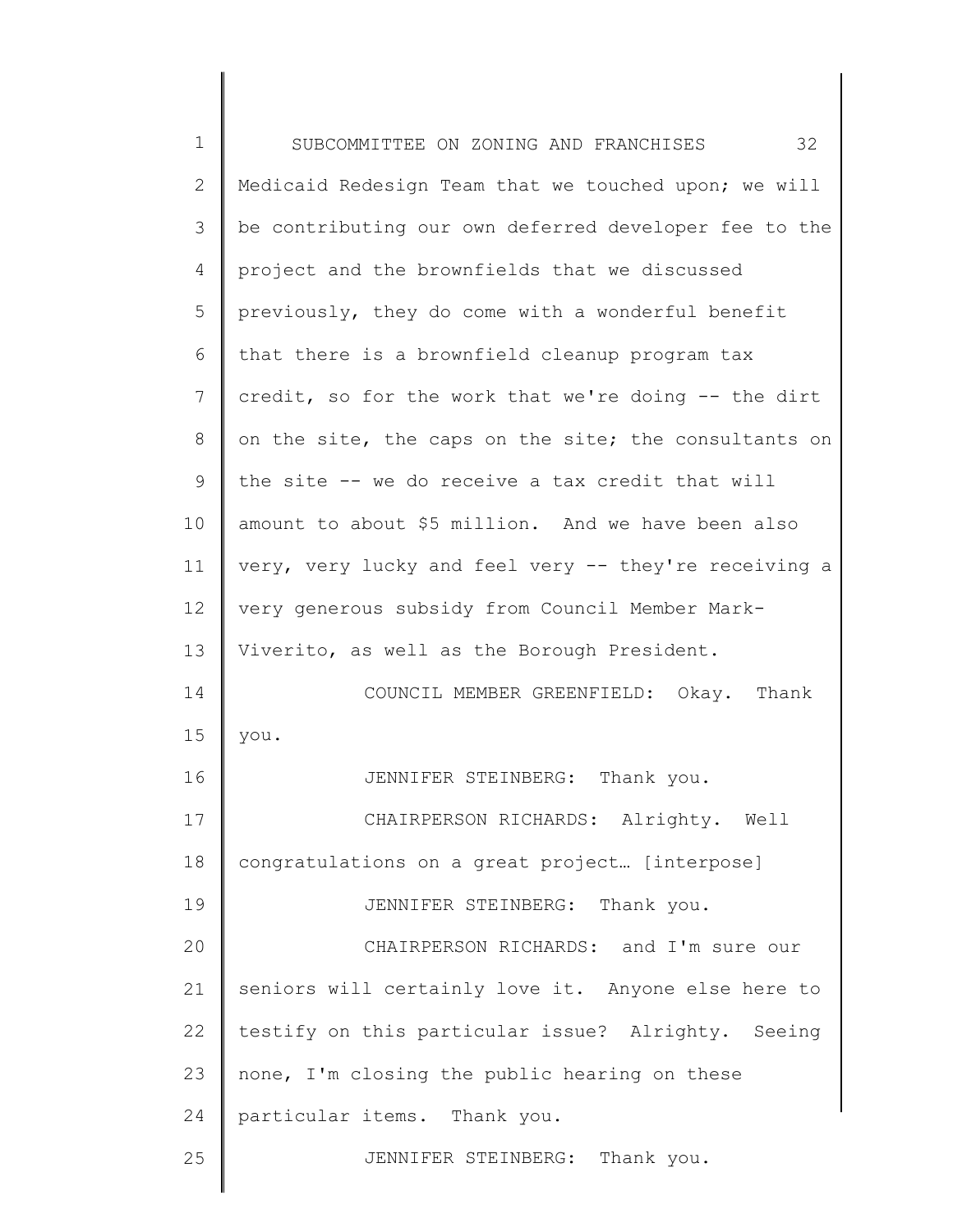Medicaid Redesign Team that we touched upon; we will be contributing our own deferred developer fee to the project and the brownfields that we discussed previously, they do come with a wonderful benefit that there is a brownfield cleanup program tax credit, so for the work that we're doing -- the dirt on the site, the caps on the site; the consultants on the site -- we do receive a tax credit that will amount to about $5 million. And we have been also very, very lucky and feel very -- they're receiving a very generous subsidy from Council Member Mark-Viverito, as well as the Borough President.

COUNCIL MEMBER GREENFIELD: Okay. Thank you.

JENNIFER STEINBERG: Thank you.

CHAIRPERSON RICHARDS: Alrighty. Well congratulations on a great project… [interpose]

JENNIFER STEINBERG: Thank you.

CHAIRPERSON RICHARDS: and I'm sure our seniors will certainly love it. Anyone else here to testify on this particular issue? Alrighty. Seeing none, I'm closing the public hearing on these particular items. Thank you.

JENNIFER STEINBERG: Thank you.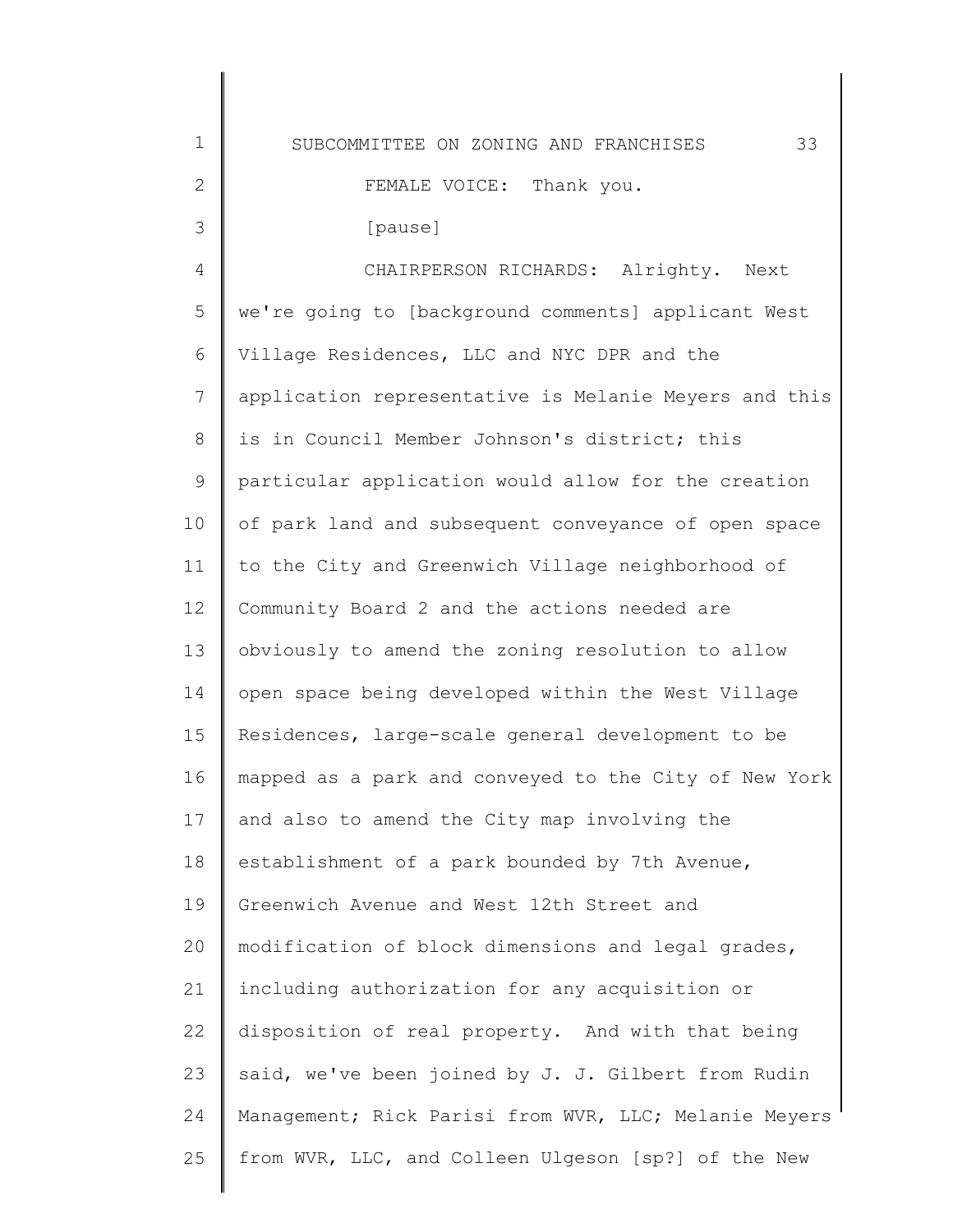FEMALE VOICE: Thank you.

[pause]

CHAIRPERSON RICHARDS: Alrighty. Next we're going to [background comments] applicant West Village Residences, LLC and NYC DPR and the application representative is Melanie Meyers and this is in Council Member Johnson's district; this particular application would allow for the creation of park land and subsequent conveyance of open space to the City and Greenwich Village neighborhood of Community Board 2 and the actions needed are obviously to amend the zoning resolution to allow open space being developed within the West Village Residences, large-scale general development to be mapped as a park and conveyed to the City of New York and also to amend the City map involving the establishment of a park bounded by 7th Avenue, Greenwich Avenue and West 12th Street and modification of block dimensions and legal grades, including authorization for any acquisition or disposition of real property. And with that being said, we've been joined by J. J. Gilbert from Rudin Management; Rick Parisi from WVR, LLC; Melanie Meyers from WVR, LLC, and Colleen Ulgeson [sp?] of the New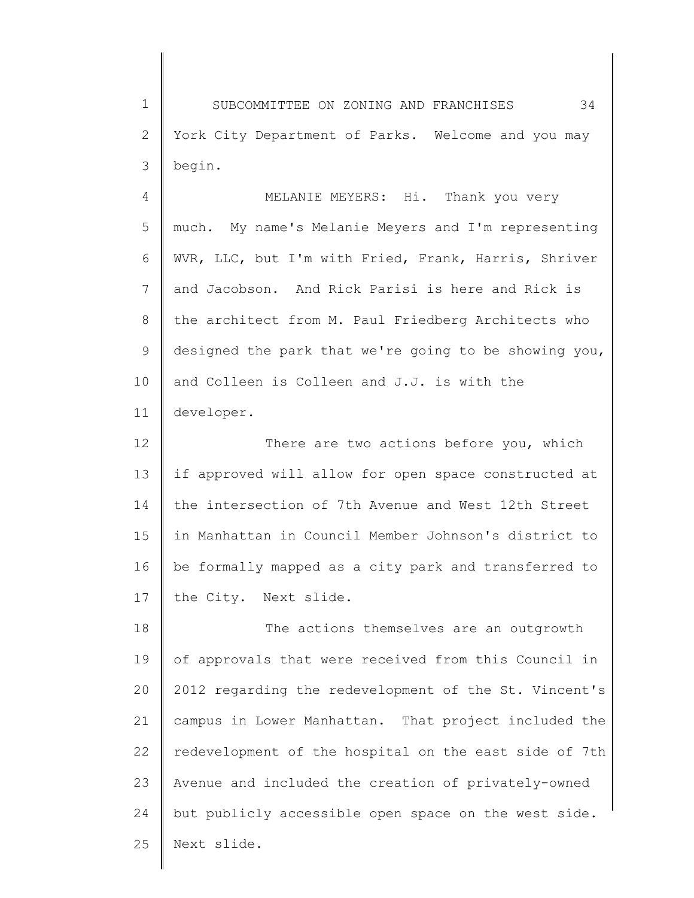York City Department of Parks. Welcome and you may begin.

MELANIE MEYERS: Hi. Thank you very much. My name's Melanie Meyers and I'm representing WVR, LLC, but I'm with Fried, Frank, Harris, Shriver and Jacobson. And Rick Parisi is here and Rick is the architect from M. Paul Friedberg Architects who designed the park that we're going to be showing you, and Colleen is Colleen and J.J. is with the developer.

There are two actions before you, which if approved will allow for open space constructed at the intersection of 7th Avenue and West 12th Street in Manhattan in Council Member Johnson's district to be formally mapped as a city park and transferred to the City. Next slide.

The actions themselves are an outgrowth of approvals that were received from this Council in 2012 regarding the redevelopment of the St. Vincent's campus in Lower Manhattan. That project included the redevelopment of the hospital on the east side of 7th Avenue and included the creation of privately-owned but publicly accessible open space on the west side. Next slide.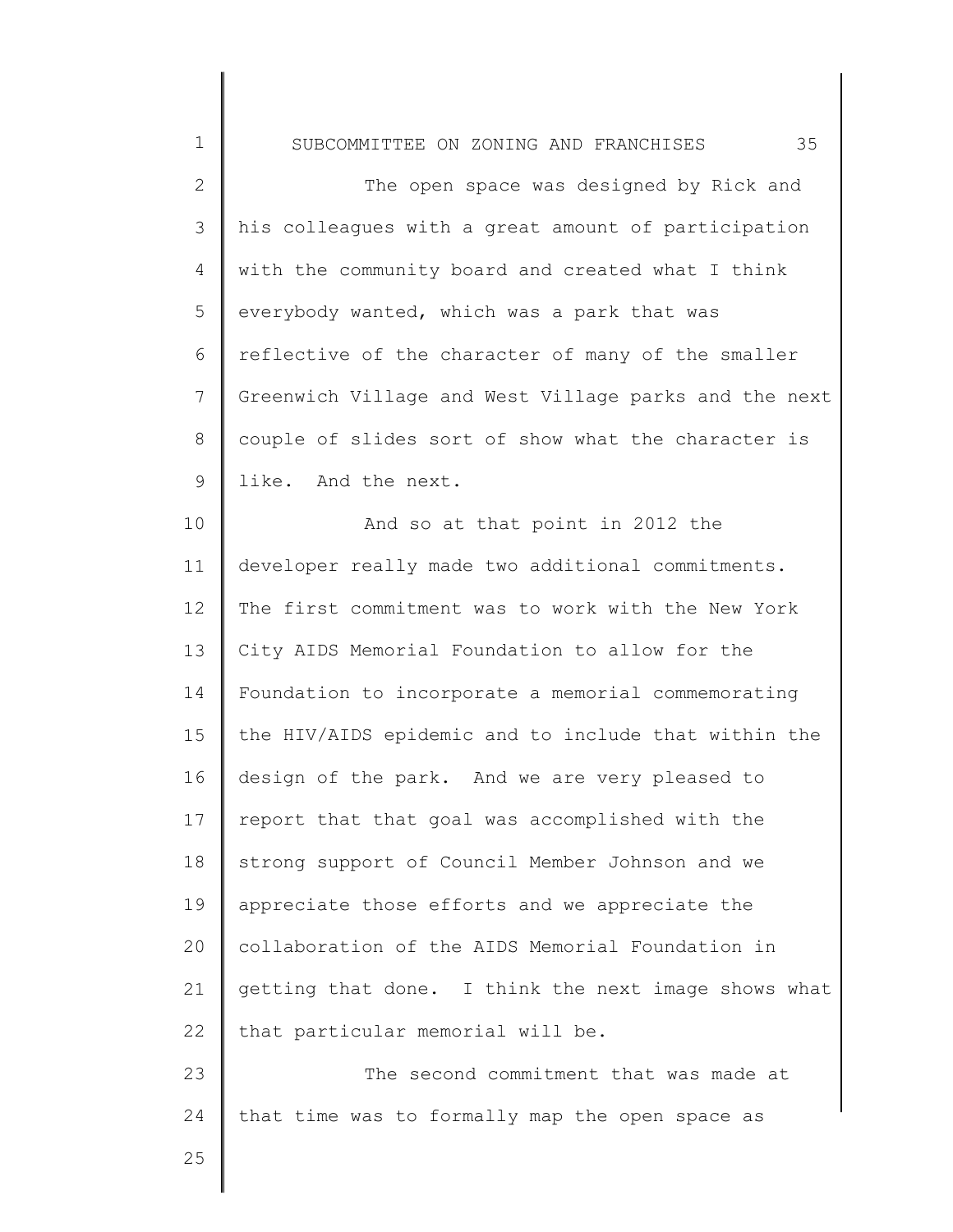The open space was designed by Rick and his colleagues with a great amount of participation with the community board and created what I think everybody wanted, which was a park that was reflective of the character of many of the smaller Greenwich Village and West Village parks and the next couple of slides sort of show what the character is like. And the next.

And so at that point in 2012 the developer really made two additional commitments. The first commitment was to work with the New York City AIDS Memorial Foundation to allow for the Foundation to incorporate a memorial commemorating the HIV/AIDS epidemic and to include that within the design of the park. And we are very pleased to report that that goal was accomplished with the strong support of Council Member Johnson and we appreciate those efforts and we appreciate the collaboration of the AIDS Memorial Foundation in getting that done. I think the next image shows what that particular memorial will be.

The second commitment that was made at that time was to formally map the open space as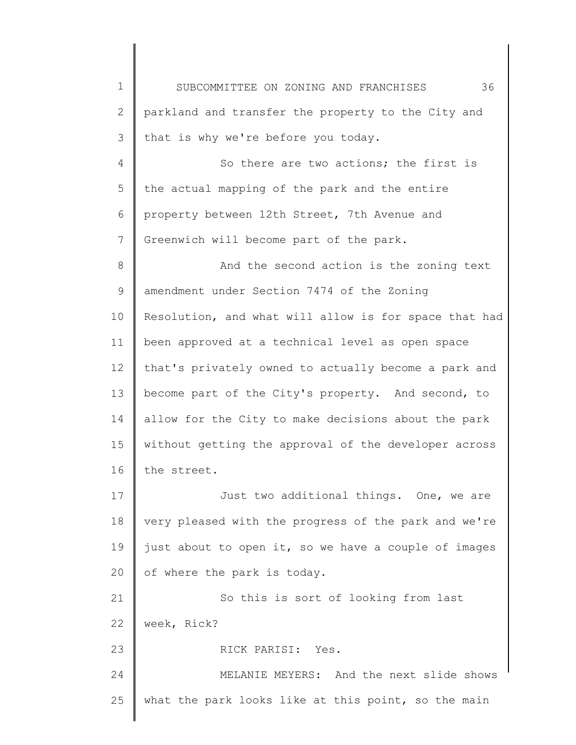parkland and transfer the property to the City and that is why we're before you today.

So there are two actions; the first is the actual mapping of the park and the entire property between 12th Street, 7th Avenue and Greenwich will become part of the park.

And the second action is the zoning text amendment under Section 7474 of the Zoning Resolution, and what will allow is for space that had been approved at a technical level as open space that's privately owned to actually become a park and become part of the City's property. And second, to allow for the City to make decisions about the park without getting the approval of the developer across the street.

Just two additional things. One, we are very pleased with the progress of the park and we're just about to open it, so we have a couple of images of where the park is today.

So this is sort of looking from last week, Rick?

RICK PARISI: Yes.

MELANIE MEYERS: And the next slide shows what the park looks like at this point, so the main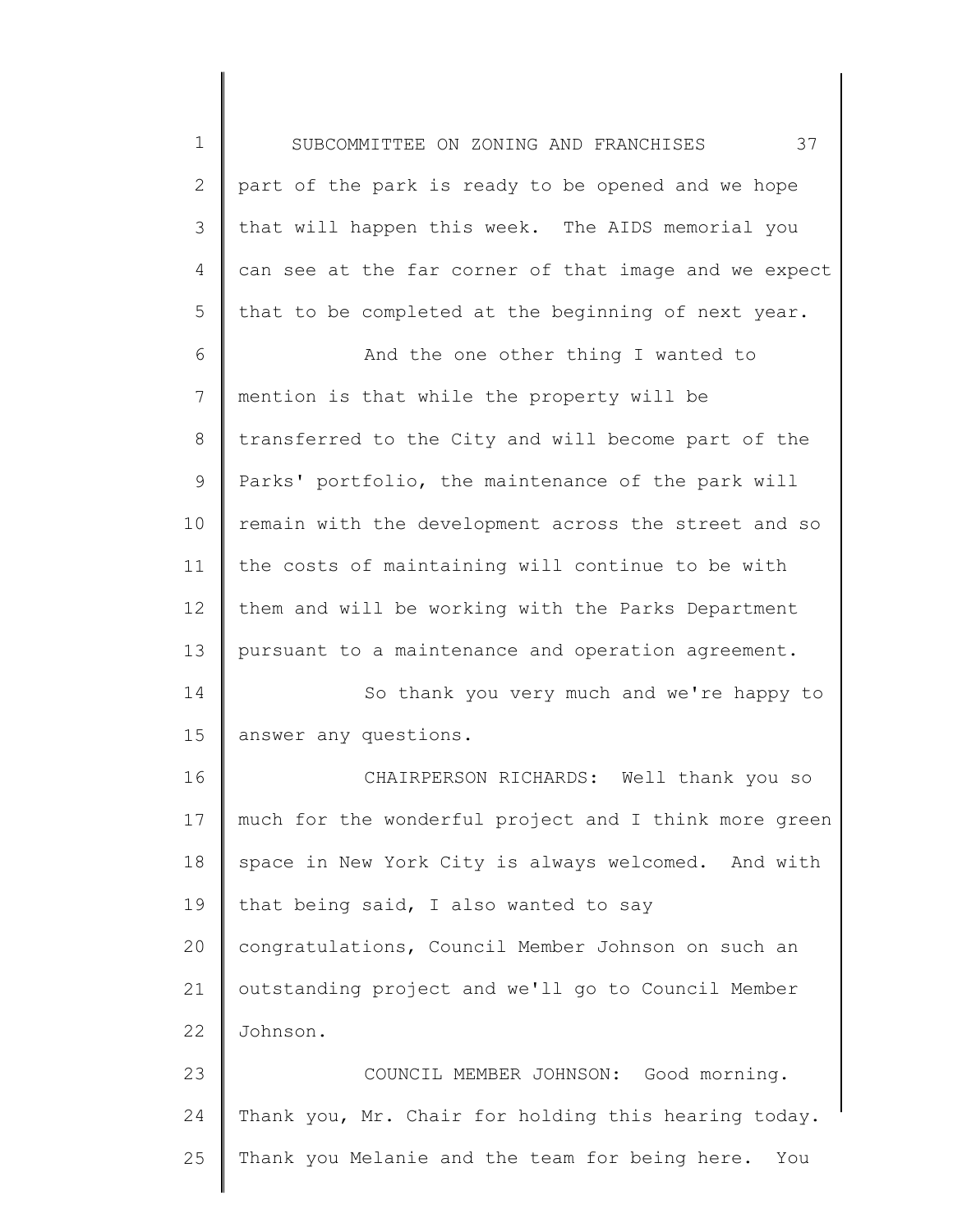part of the park is ready to be opened and we hope that will happen this week. The AIDS memorial you can see at the far corner of that image and we expect that to be completed at the beginning of next year.

And the one other thing I wanted to mention is that while the property will be transferred to the City and will become part of the Parks' portfolio, the maintenance of the park will remain with the development across the street and so the costs of maintaining will continue to be with them and will be working with the Parks Department pursuant to a maintenance and operation agreement.

So thank you very much and we're happy to answer any questions.

CHAIRPERSON RICHARDS: Well thank you so much for the wonderful project and I think more green space in New York City is always welcomed. And with that being said, I also wanted to say congratulations, Council Member Johnson on such an outstanding project and we'll go to Council Member Johnson.

COUNCIL MEMBER JOHNSON: Good morning. Thank you, Mr. Chair for holding this hearing today. Thank you Melanie and the team for being here. You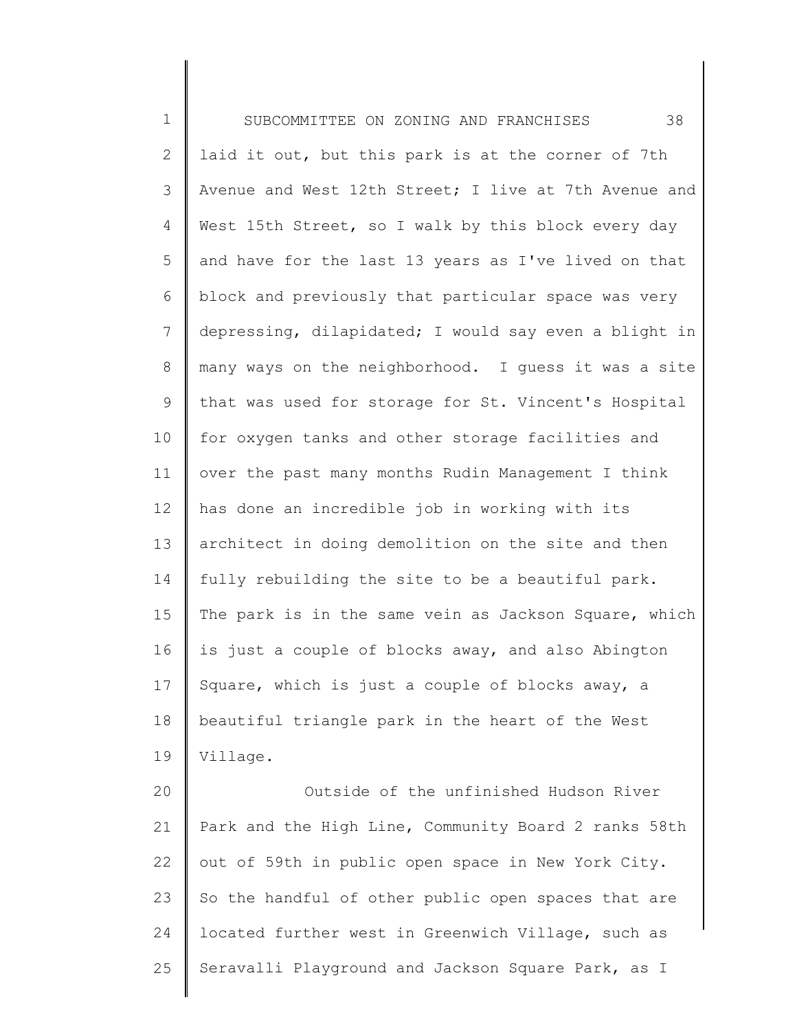laid it out, but this park is at the corner of 7th Avenue and West 12th Street; I live at 7th Avenue and West 15th Street, so I walk by this block every day and have for the last 13 years as I've lived on that block and previously that particular space was very depressing, dilapidated; I would say even a blight in many ways on the neighborhood. I guess it was a site that was used for storage for St. Vincent's Hospital for oxygen tanks and other storage facilities and over the past many months Rudin Management I think has done an incredible job in working with its architect in doing demolition on the site and then fully rebuilding the site to be a beautiful park. The park is in the same vein as Jackson Square, which is just a couple of blocks away, and also Abington Square, which is just a couple of blocks away, a beautiful triangle park in the heart of the West Village.

Outside of the unfinished Hudson River Park and the High Line, Community Board 2 ranks 58th out of 59th in public open space in New York City. So the handful of other public open spaces that are located further west in Greenwich Village, such as Seravalli Playground and Jackson Square Park, as I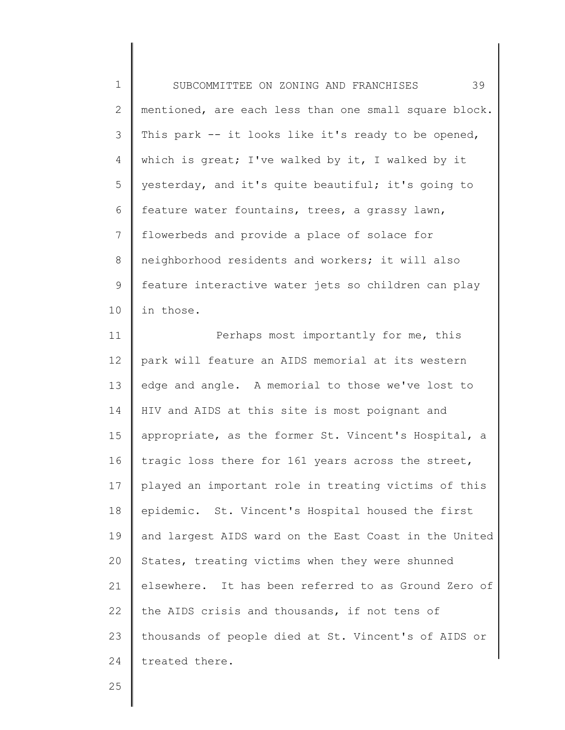mentioned, are each less than one small square block. This park -- it looks like it's ready to be opened, which is great; I've walked by it, I walked by it yesterday, and it's quite beautiful; it's going to feature water fountains, trees, a grassy lawn, flowerbeds and provide a place of solace for neighborhood residents and workers; it will also feature interactive water jets so children can play in those.

Perhaps most importantly for me, this park will feature an AIDS memorial at its western edge and angle. A memorial to those we've lost to HIV and AIDS at this site is most poignant and appropriate, as the former St. Vincent's Hospital, a tragic loss there for 161 years across the street, played an important role in treating victims of this epidemic. St. Vincent's Hospital housed the first and largest AIDS ward on the East Coast in the United States, treating victims when they were shunned elsewhere. It has been referred to as Ground Zero of the AIDS crisis and thousands, if not tens of thousands of people died at St. Vincent's of AIDS or treated there.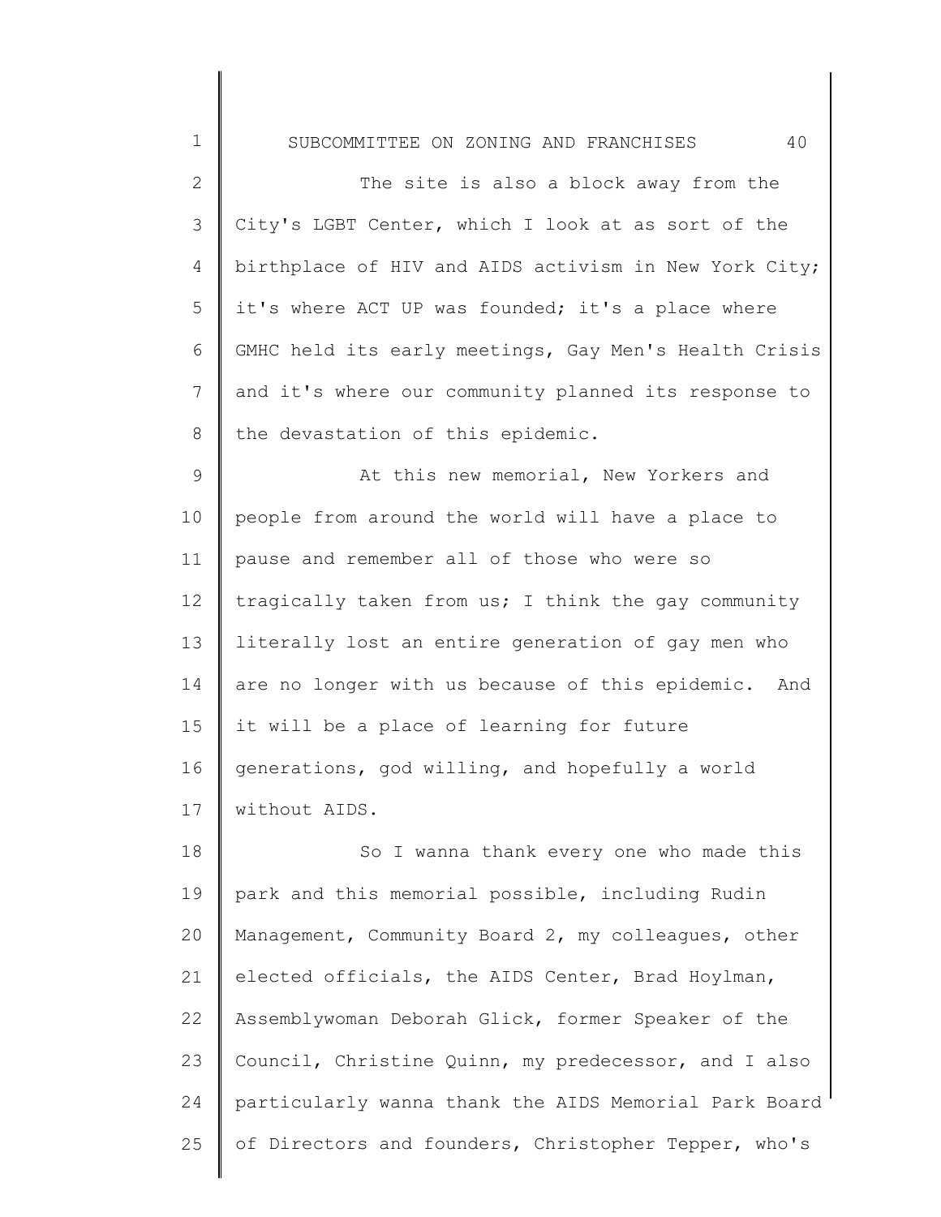The site is also a block away from the City's LGBT Center, which I look at as sort of the birthplace of HIV and AIDS activism in New York City; it's where ACT UP was founded; it's a place where GMHC held its early meetings, Gay Men's Health Crisis and it's where our community planned its response to the devastation of this epidemic.

At this new memorial, New Yorkers and people from around the world will have a place to pause and remember all of those who were so tragically taken from us; I think the gay community literally lost an entire generation of gay men who are no longer with us because of this epidemic. And it will be a place of learning for future generations, god willing, and hopefully a world without AIDS.

So I wanna thank every one who made this park and this memorial possible, including Rudin Management, Community Board 2, my colleagues, other elected officials, the AIDS Center, Brad Hoylman, Assemblywoman Deborah Glick, former Speaker of the Council, Christine Quinn, my predecessor, and I also particularly wanna thank the AIDS Memorial Park Board of Directors and founders, Christopher Tepper, who's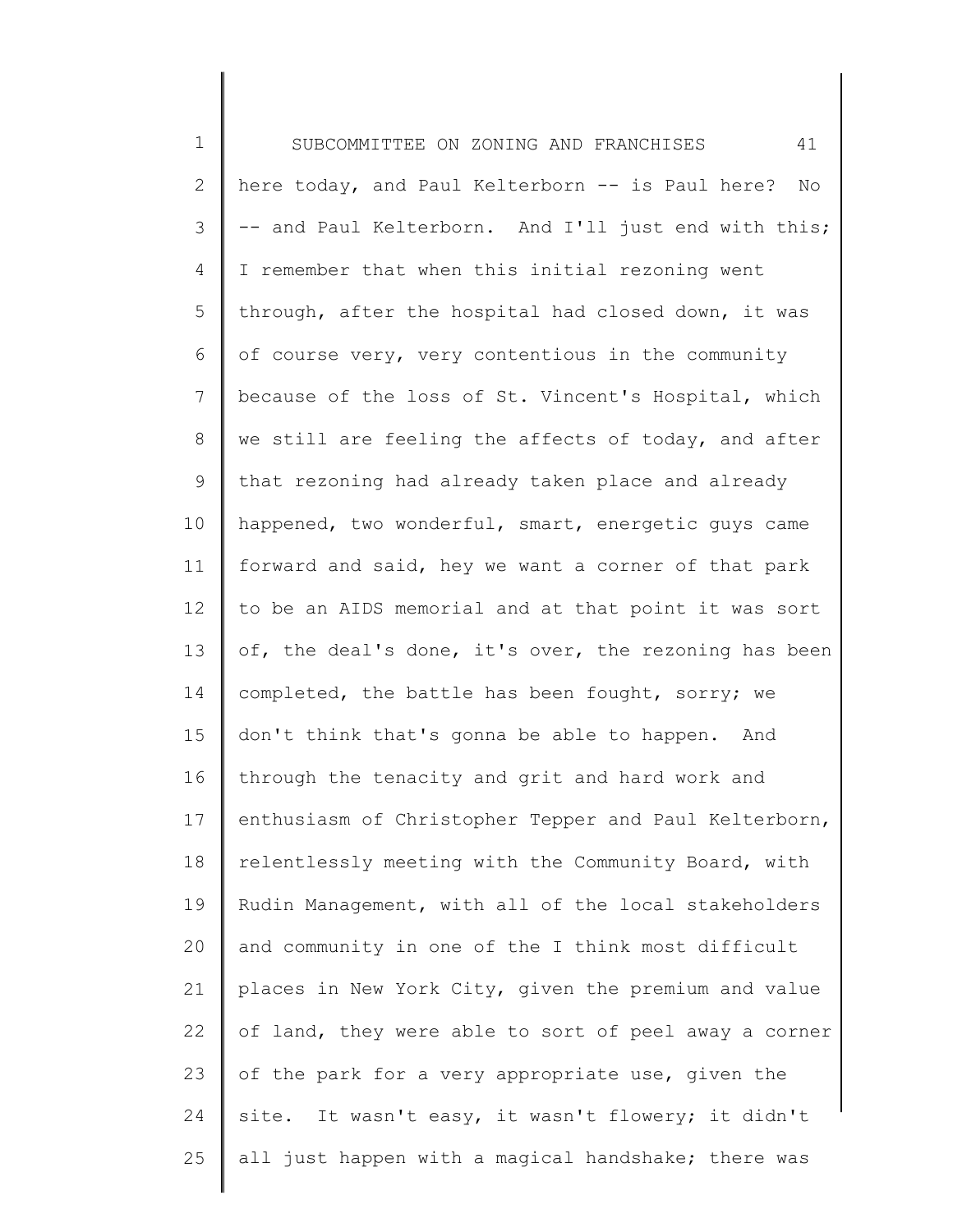here today, and Paul Kelterborn -- is Paul here? No -- and Paul Kelterborn. And I'll just end with this; I remember that when this initial rezoning went through, after the hospital had closed down, it was of course very, very contentious in the community because of the loss of St. Vincent's Hospital, which we still are feeling the affects of today, and after that rezoning had already taken place and already happened, two wonderful, smart, energetic guys came forward and said, hey we want a corner of that park to be an AIDS memorial and at that point it was sort of, the deal's done, it's over, the rezoning has been completed, the battle has been fought, sorry; we don't think that's gonna be able to happen. And through the tenacity and grit and hard work and enthusiasm of Christopher Tepper and Paul Kelterborn, relentlessly meeting with the Community Board, with Rudin Management, with all of the local stakeholders and community in one of the I think most difficult places in New York City, given the premium and value of land, they were able to sort of peel away a corner of the park for a very appropriate use, given the site. It wasn't easy, it wasn't flowery; it didn't all just happen with a magical handshake; there was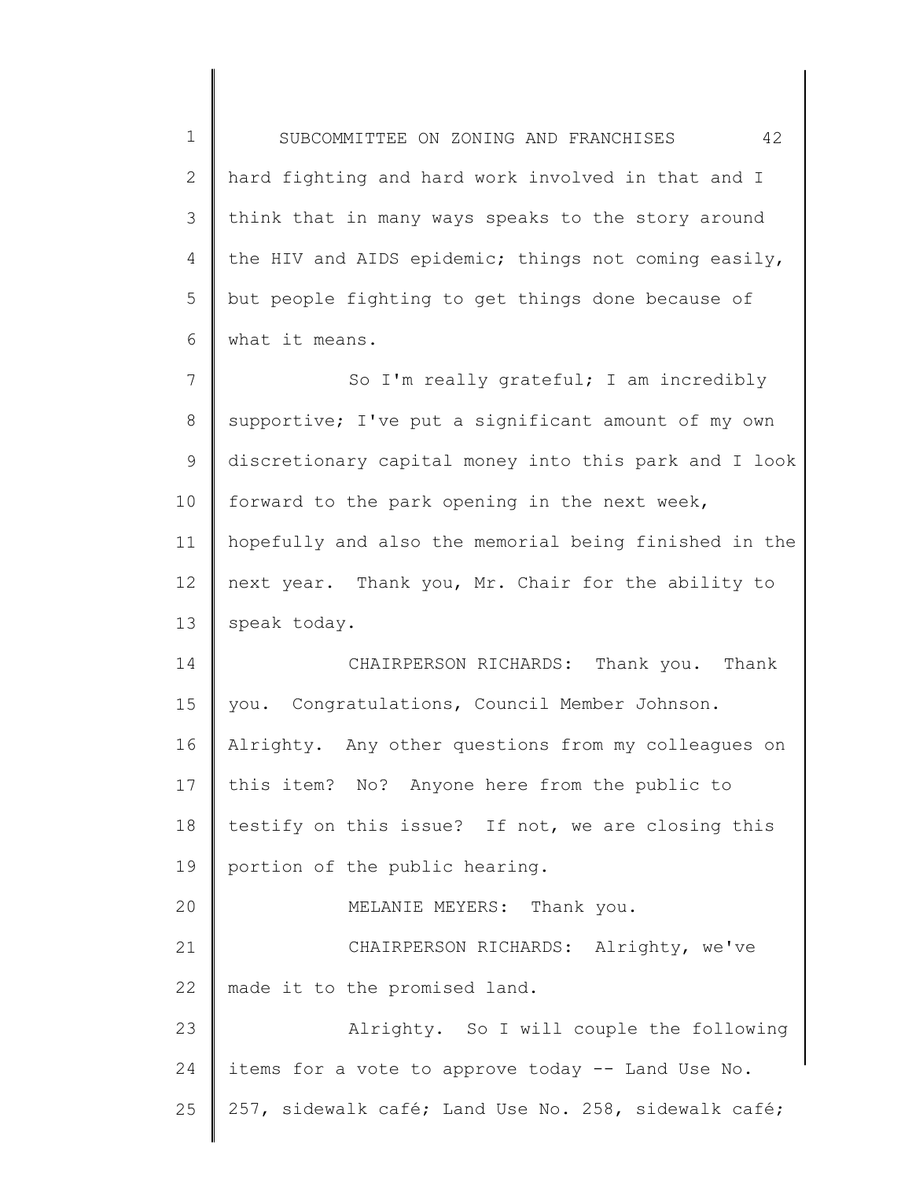hard fighting and hard work involved in that and I think that in many ways speaks to the story around the HIV and AIDS epidemic; things not coming easily, but people fighting to get things done because of what it means.

So I'm really grateful; I am incredibly supportive; I've put a significant amount of my own discretionary capital money into this park and I look forward to the park opening in the next week, hopefully and also the memorial being finished in the next year. Thank you, Mr. Chair for the ability to speak today.

CHAIRPERSON RICHARDS: Thank you. Thank you. Congratulations, Council Member Johnson. Alrighty. Any other questions from my colleagues on this item? No? Anyone here from the public to testify on this issue? If not, we are closing this portion of the public hearing.

MELANIE MEYERS: Thank you.

CHAIRPERSON RICHARDS: Alrighty, we've made it to the promised land.

Alrighty. So I will couple the following items for a vote to approve today -- Land Use No. 257, sidewalk café; Land Use No. 258, sidewalk café;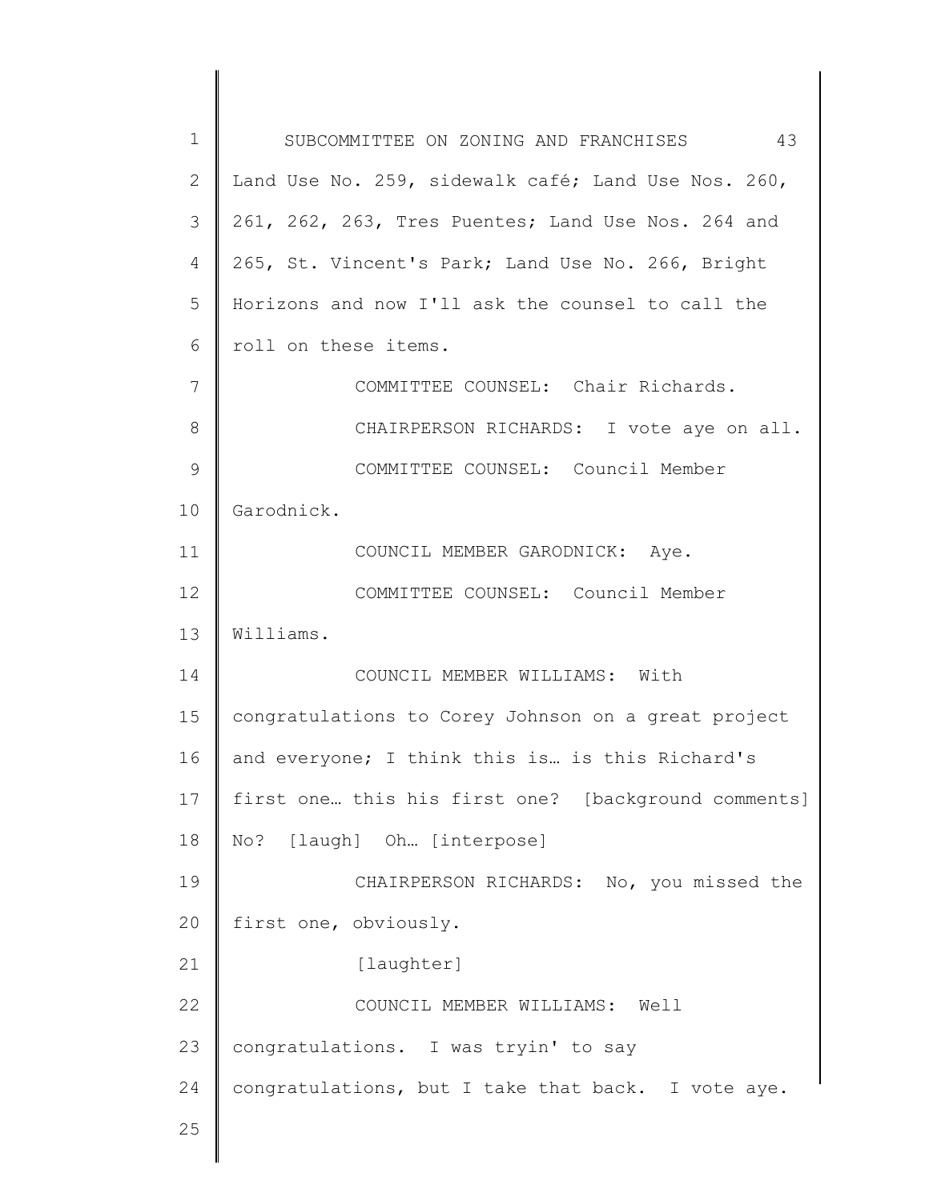Land Use No. 259, sidewalk café; Land Use Nos. 260, 261, 262, 263, Tres Puentes; Land Use Nos. 264 and 265, St. Vincent's Park; Land Use No. 266, Bright Horizons and now I'll ask the counsel to call the roll on these items.

COMMITTEE COUNSEL: Chair Richards.

CHAIRPERSON RICHARDS: I vote aye on all.

COMMITTEE COUNSEL: Council Member Garodnick.

COUNCIL MEMBER GARODNICK: Aye.

COMMITTEE COUNSEL: Council Member Williams.

COUNCIL MEMBER WILLIAMS: With congratulations to Corey Johnson on a great project and everyone; I think this is… is this Richard's first one… this his first one? [background comments] No? [laugh] Oh… [interpose]

CHAIRPERSON RICHARDS: No, you missed the first one, obviously.

[laughter]

COUNCIL MEMBER WILLIAMS: Well congratulations. I was tryin' to say congratulations, but I take that back. I vote aye.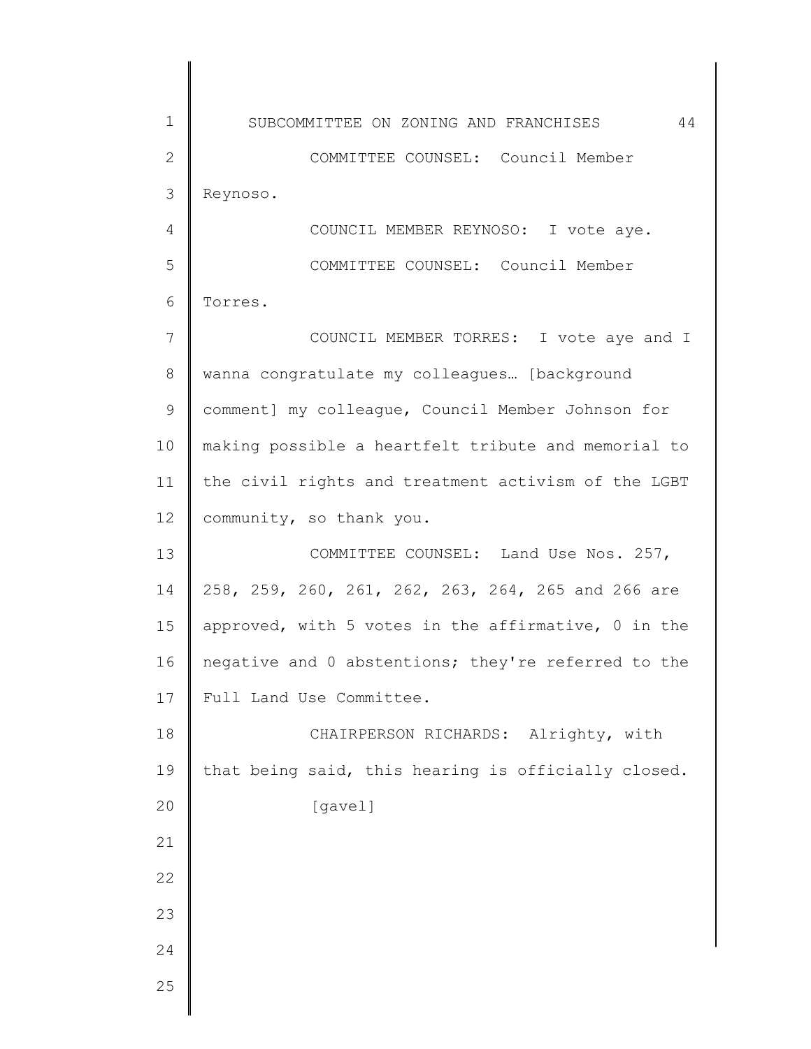COMMITTEE COUNSEL: Council Member Reynoso.

COUNCIL MEMBER REYNOSO: I vote aye.

COMMITTEE COUNSEL: Council Member Torres.

COUNCIL MEMBER TORRES: I vote aye and I wanna congratulate my colleagues… [background comment] my colleague, Council Member Johnson for making possible a heartfelt tribute and memorial to the civil rights and treatment activism of the LGBT community, so thank you.

COMMITTEE COUNSEL: Land Use Nos. 257, 258, 259, 260, 261, 262, 263, 264, 265 and 266 are approved, with 5 votes in the affirmative, 0 in the negative and 0 abstentions; they're referred to the Full Land Use Committee.

CHAIRPERSON RICHARDS: Alrighty, with that being said, this hearing is officially closed.

[gavel]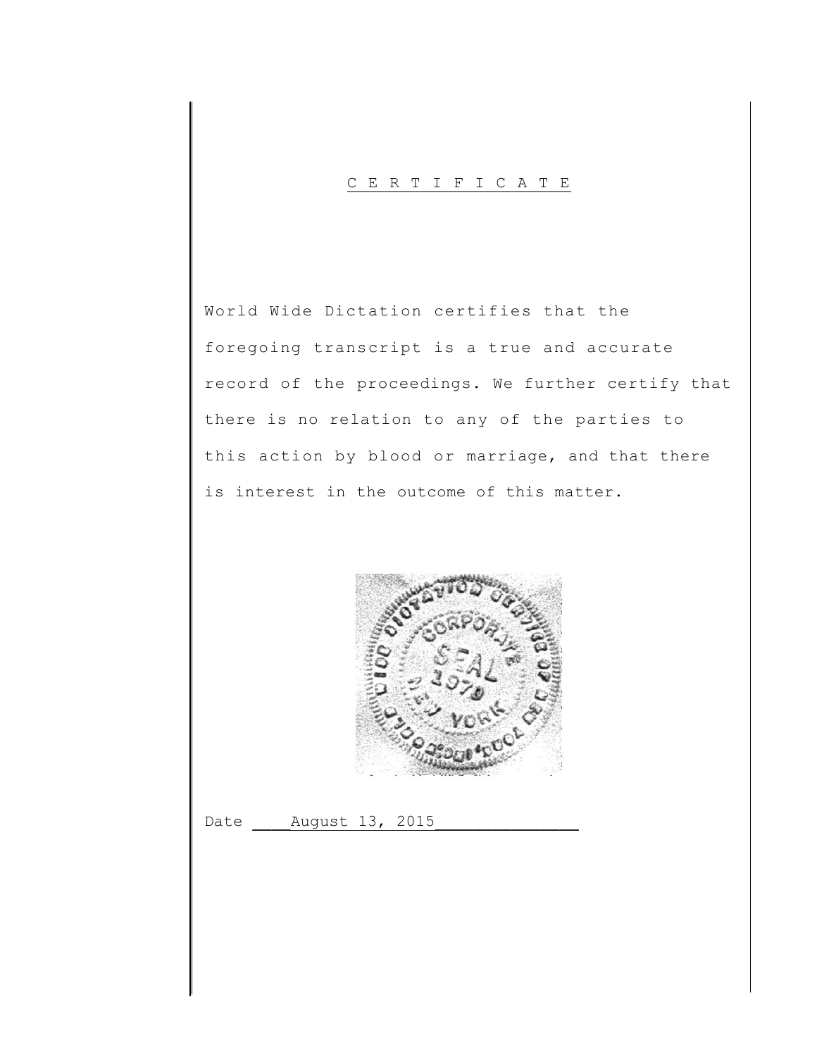# C E R T I F I C A T E

World Wide Dictation certifies that the foregoing transcript is a true and accurate record of the proceedings. We further certify that there is no relation to any of the parties to this action by blood or marriage, and that there is interest in the outcome of this matter.

Date ____August 13, 2015______________